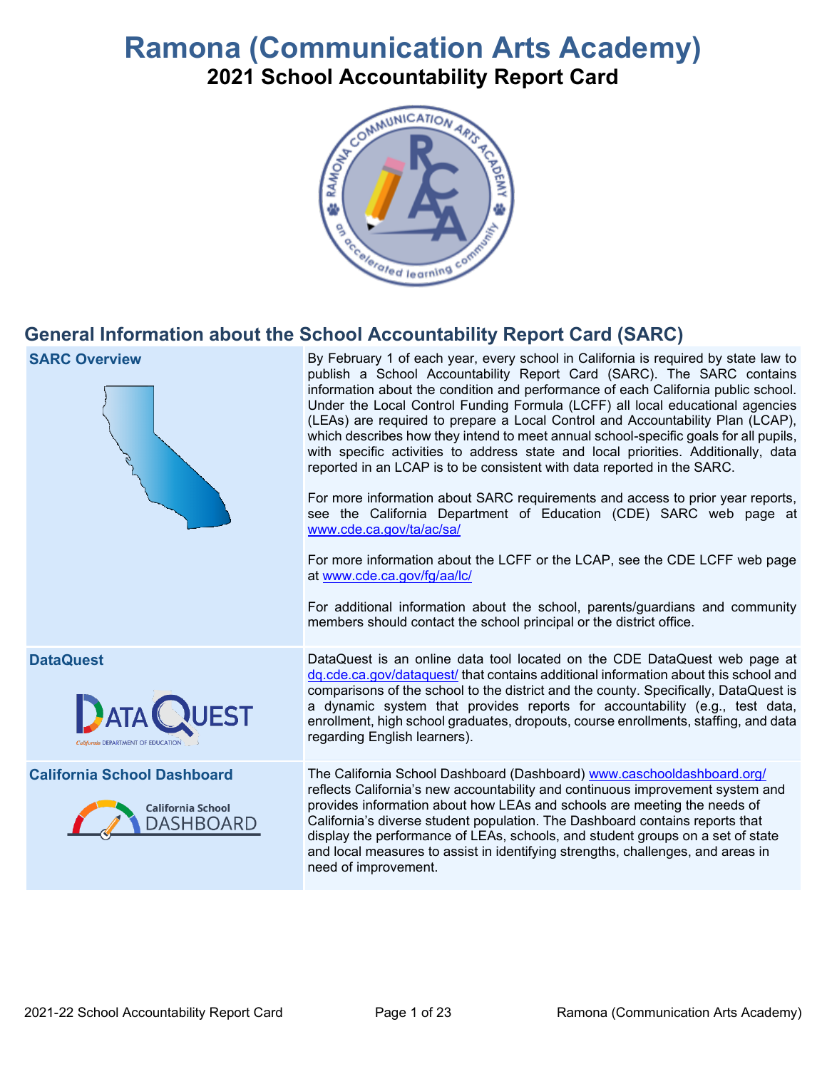# Ramona (Communication Arts Academy)

## 2021 School Accountability Report Card

## General Information about the School Accountability Report Card (SARC)

| | |
|---|---|
| **SARC Overview** | By February 1 of each year, every school in California is required by state law to publish a School Accountability Report Card (SARC). The SARC contains information about the condition and performance of each California public school. Under the Local Control Funding Formula (LCFF) all local educational agencies (LEAs) are required to prepare a Local Control and Accountability Plan (LCAP), which describes how they intend to meet annual school-specific goals for all pupils, with specific activities to address state and local priorities. Additionally, data reported in an LCAP is to be consistent with data reported in the SARC.<br><br>For more information about SARC requirements and access to prior year reports, see the California Department of Education (CDE) SARC web page at www.cde.ca.gov/ta/ac/sa/<br><br>For more information about the LCFF or the LCAP, see the CDE LCFF web page at www.cde.ca.gov/fg/aa/lc/<br><br>For additional information about the school, parents/guardians and community members should contact the school principal or the district office. |
| **DataQuest** | DataQuest is an online data tool located on the CDE DataQuest web page at dq.cde.ca.gov/dataquest/ that contains additional information about this school and comparisons of the school to the district and the county. Specifically, DataQuest is a dynamic system that provides reports for accountability (e.g., test data, enrollment, high school graduates, dropouts, course enrollments, staffing, and data regarding English learners). |
| **California School Dashboard** | The California School Dashboard (Dashboard) www.caschooldashboard.org/ reflects California's new accountability and continuous improvement system and provides information about how LEAs and schools are meeting the needs of California's diverse student population. The Dashboard contains reports that display the performance of LEAs, schools, and student groups on a set of state and local measures to assist in identifying strengths, challenges, and areas in need of improvement. |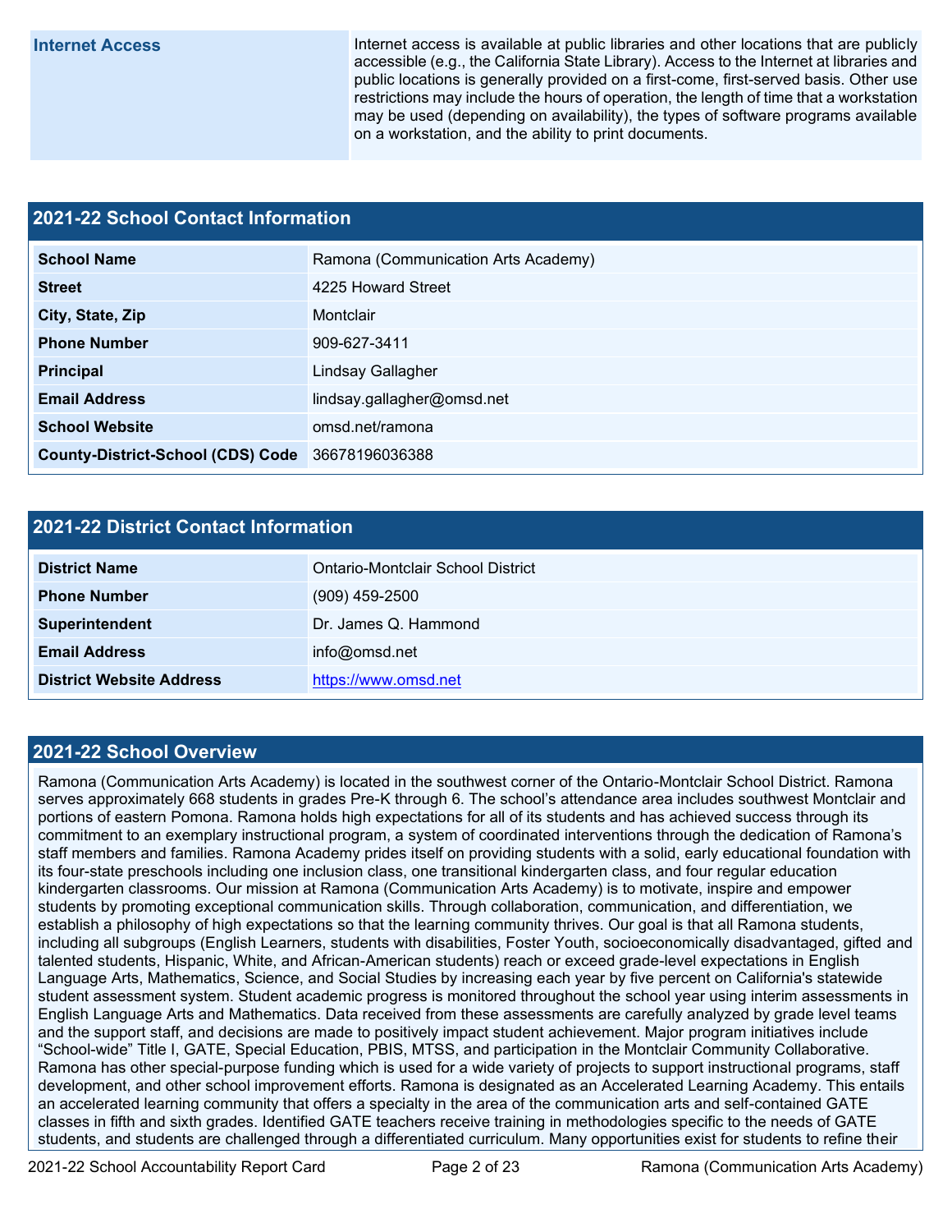| Internet Access | Internet access is available at public libraries and other locations that are publicly accessible (e.g., the California State Library). Access to the Internet at libraries and public locations is generally provided on a first-come, first-served basis. Other use restrictions may include the hours of operation, the length of time that a workstation may be used (depending on availability), the types of software programs available on a workstation, and the ability to print documents. |
|---|---|

## 2021-22 School Contact Information

| | |
|---|---|
| **School Name** | Ramona (Communication Arts Academy) |
| **Street** | 4225 Howard Street |
| **City, State, Zip** | Montclair |
| **Phone Number** | 909-627-3411 |
| **Principal** | Lindsay Gallagher |
| **Email Address** | lindsay.gallagher@omsd.net |
| **School Website** | omsd.net/ramona |
| **County-District-School (CDS) Code** | 36678196036388 |

## 2021-22 District Contact Information

| | |
|---|---|
| **District Name** | Ontario-Montclair School District |
| **Phone Number** | (909) 459-2500 |
| **Superintendent** | Dr. James Q. Hammond |
| **Email Address** | info@omsd.net |
| **District Website Address** | https://www.omsd.net |

## 2021-22 School Overview

Ramona (Communication Arts Academy) is located in the southwest corner of the Ontario-Montclair School District. Ramona serves approximately 668 students in grades Pre-K through 6. The school's attendance area includes southwest Montclair and portions of eastern Pomona. Ramona holds high expectations for all of its students and has achieved success through its commitment to an exemplary instructional program, a system of coordinated interventions through the dedication of Ramona's staff members and families. Ramona Academy prides itself on providing students with a solid, early educational foundation with its four-state preschools including one inclusion class, one transitional kindergarten class, and four regular education kindergarten classrooms. Our mission at Ramona (Communication Arts Academy) is to motivate, inspire and empower students by promoting exceptional communication skills. Through collaboration, communication, and differentiation, we establish a philosophy of high expectations so that the learning community thrives. Our goal is that all Ramona students, including all subgroups (English Learners, students with disabilities, Foster Youth, socioeconomically disadvantaged, gifted and talented students, Hispanic, White, and African-American students) reach or exceed grade-level expectations in English Language Arts, Mathematics, Science, and Social Studies by increasing each year by five percent on California's statewide student assessment system. Student academic progress is monitored throughout the school year using interim assessments in English Language Arts and Mathematics. Data received from these assessments are carefully analyzed by grade level teams and the support staff, and decisions are made to positively impact student achievement. Major program initiatives include "School-wide" Title I, GATE, Special Education, PBIS, MTSS, and participation in the Montclair Community Collaborative. Ramona has other special-purpose funding which is used for a wide variety of projects to support instructional programs, staff development, and other school improvement efforts. Ramona is designated as an Accelerated Learning Academy. This entails an accelerated learning community that offers a specialty in the area of the communication arts and self-contained GATE classes in fifth and sixth grades. Identified GATE teachers receive training in methodologies specific to the needs of GATE students, and students are challenged through a differentiated curriculum. Many opportunities exist for students to refine their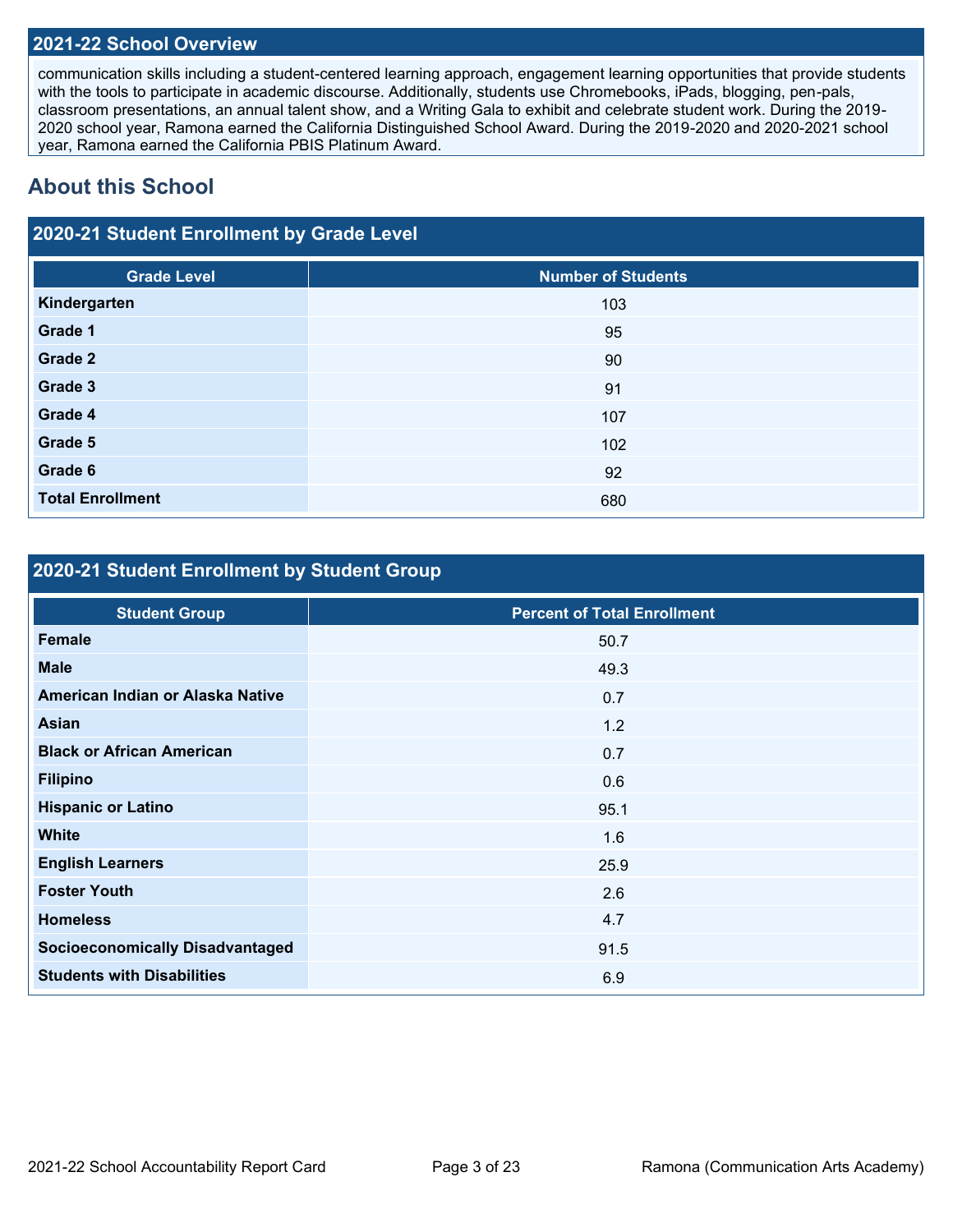## 2021-22 School Overview

communication skills including a student-centered learning approach, engagement learning opportunities that provide students with the tools to participate in academic discourse. Additionally, students use Chromebooks, iPads, blogging, pen-pals, classroom presentations, an annual talent show, and a Writing Gala to exhibit and celebrate student work. During the 2019-2020 school year, Ramona earned the California Distinguished School Award. During the 2019-2020 and 2020-2021 school year, Ramona earned the California PBIS Platinum Award.

# About this School

## 2020-21 Student Enrollment by Grade Level

| Grade Level | Number of Students |
|---|---|
| Kindergarten | 103 |
| Grade 1 | 95 |
| Grade 2 | 90 |
| Grade 3 | 91 |
| Grade 4 | 107 |
| Grade 5 | 102 |
| Grade 6 | 92 |
| Total Enrollment | 680 |

## 2020-21 Student Enrollment by Student Group

| Student Group | Percent of Total Enrollment |
|---|---|
| Female | 50.7 |
| Male | 49.3 |
| American Indian or Alaska Native | 0.7 |
| Asian | 1.2 |
| Black or African American | 0.7 |
| Filipino | 0.6 |
| Hispanic or Latino | 95.1 |
| White | 1.6 |
| English Learners | 25.9 |
| Foster Youth | 2.6 |
| Homeless | 4.7 |
| Socioeconomically Disadvantaged | 91.5 |
| Students with Disabilities | 6.9 |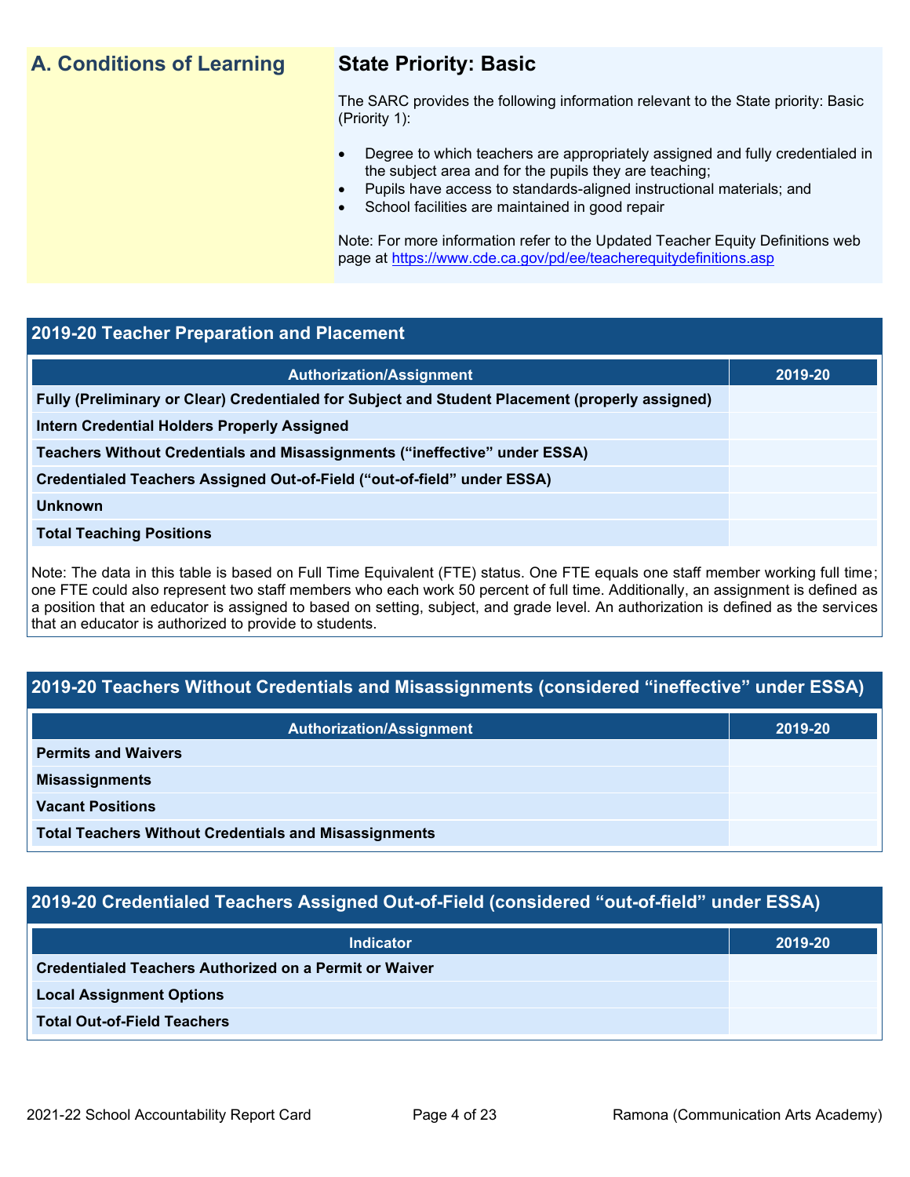## A. Conditions of Learning

### State Priority: Basic

The SARC provides the following information relevant to the State priority: Basic (Priority 1):

- Degree to which teachers are appropriately assigned and fully credentialed in the subject area and for the pupils they are teaching;
- Pupils have access to standards-aligned instructional materials; and
- School facilities are maintained in good repair

Note: For more information refer to the Updated Teacher Equity Definitions web page at https://www.cde.ca.gov/pd/ee/teacherequitydefinitions.asp

### 2019-20 Teacher Preparation and Placement

| Authorization/Assignment | 2019-20 |
| --- | --- |
| Fully (Preliminary or Clear) Credentialed for Subject and Student Placement (properly assigned) | |
| Intern Credential Holders Properly Assigned | |
| Teachers Without Credentials and Misassignments ("ineffective" under ESSA) | |
| Credentialed Teachers Assigned Out-of-Field ("out-of-field" under ESSA) | |
| Unknown | |
| Total Teaching Positions | |

Note: The data in this table is based on Full Time Equivalent (FTE) status. One FTE equals one staff member working full time; one FTE could also represent two staff members who each work 50 percent of full time. Additionally, an assignment is defined as a position that an educator is assigned to based on setting, subject, and grade level. An authorization is defined as the services that an educator is authorized to provide to students.

### 2019-20 Teachers Without Credentials and Misassignments (considered "ineffective" under ESSA)

| Authorization/Assignment | 2019-20 |
| --- | --- |
| Permits and Waivers | |
| Misassignments | |
| Vacant Positions | |
| Total Teachers Without Credentials and Misassignments | |

### 2019-20 Credentialed Teachers Assigned Out-of-Field (considered "out-of-field" under ESSA)

| Indicator | 2019-20 |
| --- | --- |
| Credentialed Teachers Authorized on a Permit or Waiver | |
| Local Assignment Options | |
| Total Out-of-Field Teachers | |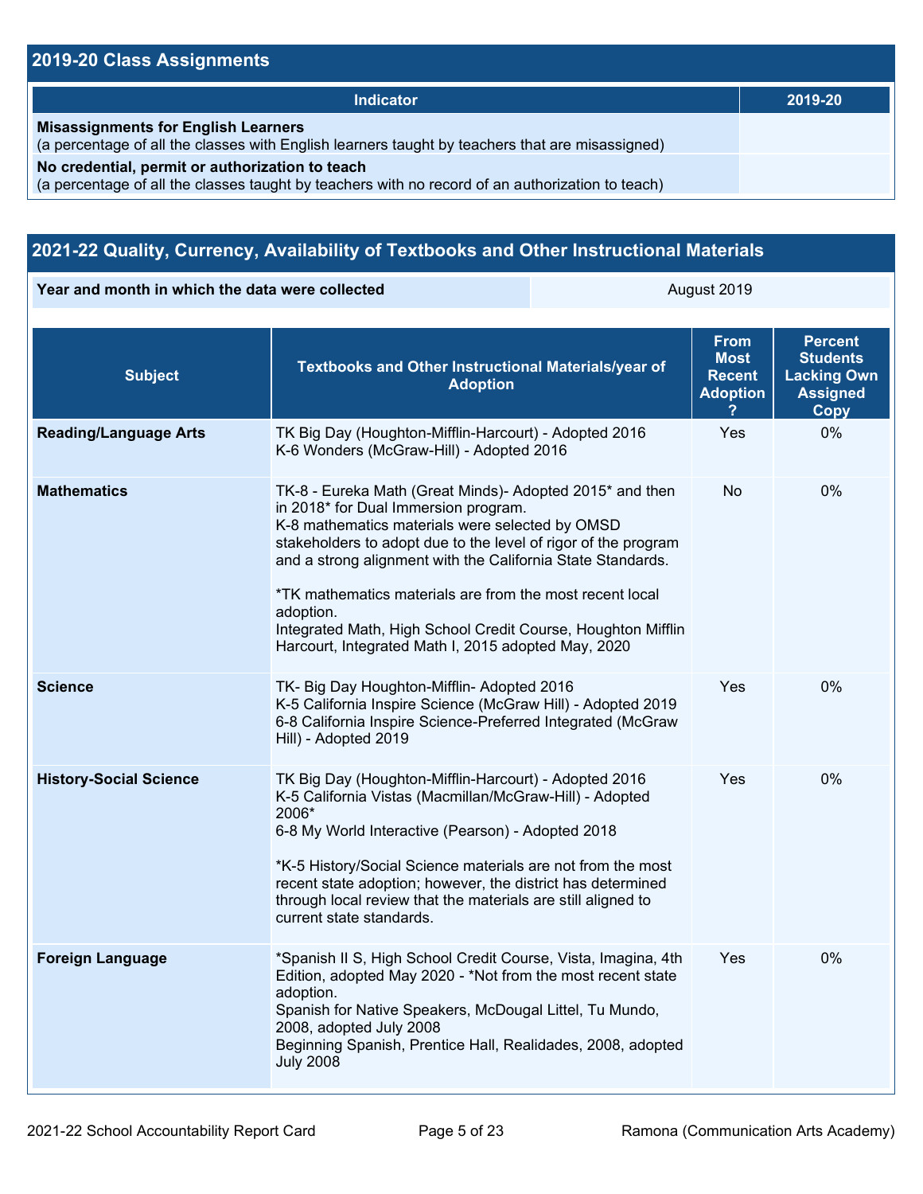## 2019-20 Class Assignments

| Indicator | 2019-20 |
| --- | --- |
| **Misassignments for English Learners** (a percentage of all the classes with English learners taught by teachers that are misassigned) | |
| **No credential, permit or authorization to teach** (a percentage of all the classes taught by teachers with no record of an authorization to teach) | |

## 2021-22 Quality, Currency, Availability of Textbooks and Other Instructional Materials

| Year and month in which the data were collected | August 2019 |
| --- | --- |

| Subject | Textbooks and Other Instructional Materials/year of Adoption | From Most Recent Adoption ? | Percent Students Lacking Own Assigned Copy |
| --- | --- | --- | --- |
| **Reading/Language Arts** | TK Big Day (Houghton-Mifflin-Harcourt) - Adopted 2016<br>K-6 Wonders (McGraw-Hill) - Adopted 2016 | Yes | 0% |
| **Mathematics** | TK-8 - Eureka Math (Great Minds)- Adopted 2015* and then in 2018* for Dual Immersion program.<br>K-8 mathematics materials were selected by OMSD stakeholders to adopt due to the level of rigor of the program and a strong alignment with the California State Standards.<br><br>*TK mathematics materials are from the most recent local adoption.<br>Integrated Math, High School Credit Course, Houghton Mifflin Harcourt, Integrated Math I, 2015 adopted May, 2020 | No | 0% |
| **Science** | TK- Big Day Houghton-Mifflin- Adopted 2016<br>K-5 California Inspire Science (McGraw Hill) - Adopted 2019<br>6-8 California Inspire Science-Preferred Integrated (McGraw Hill) - Adopted 2019 | Yes | 0% |
| **History-Social Science** | TK Big Day (Houghton-Mifflin-Harcourt) - Adopted 2016<br>K-5 California Vistas (Macmillan/McGraw-Hill) - Adopted 2006*<br>6-8 My World Interactive (Pearson) - Adopted 2018<br><br>*K-5 History/Social Science materials are not from the most recent state adoption; however, the district has determined through local review that the materials are still aligned to current state standards. | Yes | 0% |
| **Foreign Language** | *Spanish II S, High School Credit Course, Vista, Imagina, 4th Edition, adopted May 2020 - *Not from the most recent state adoption.<br>Spanish for Native Speakers, McDougal Littel, Tu Mundo, 2008, adopted July 2008<br>Beginning Spanish, Prentice Hall, Realidades, 2008, adopted July 2008 | Yes | 0% |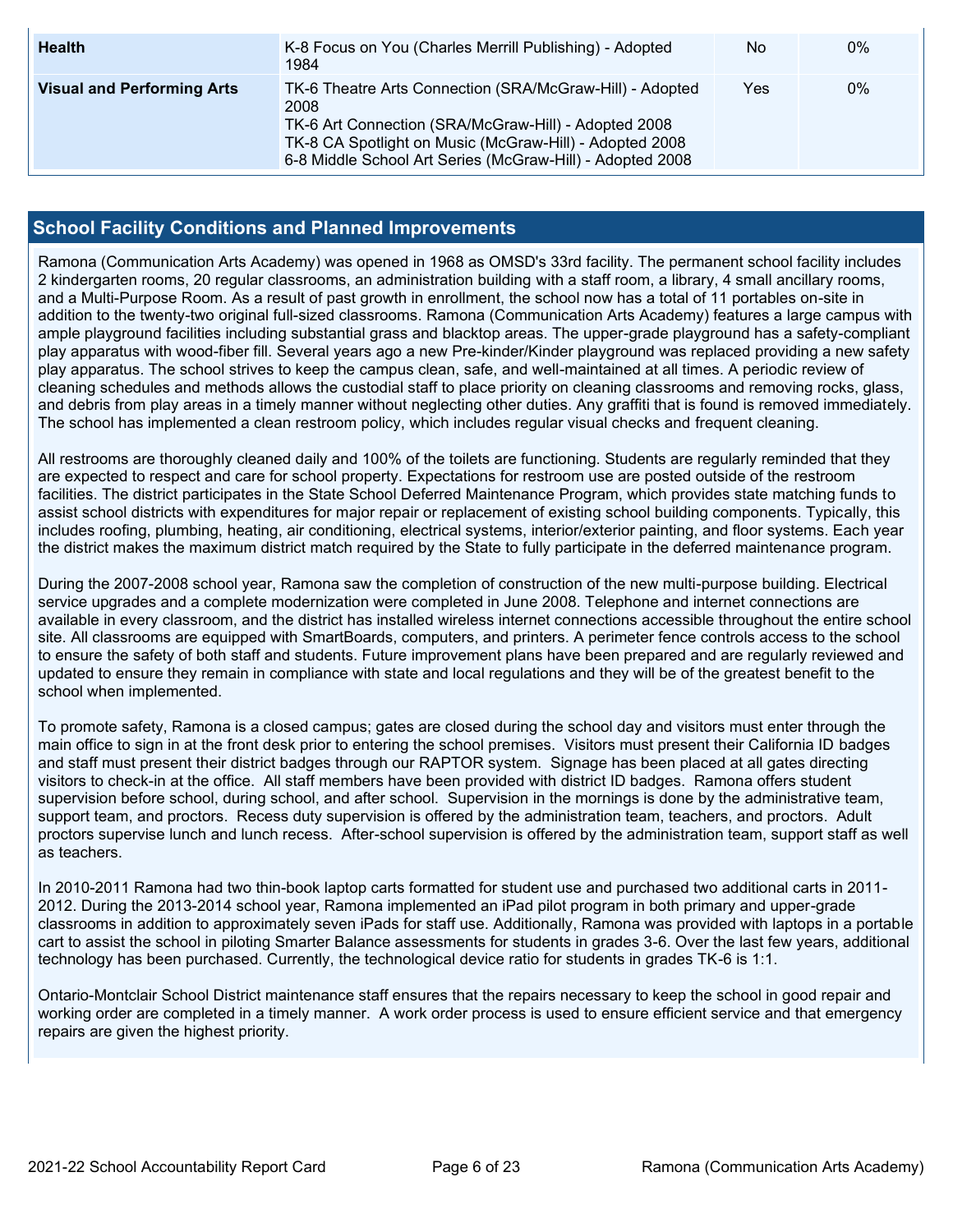| Health | K-8 Focus on You (Charles Merrill Publishing) - Adopted 1984 | No | 0% |
|---|---|---|---|
| Visual and Performing Arts | TK-6 Theatre Arts Connection (SRA/McGraw-Hill) - Adopted 2008<br>TK-6 Art Connection (SRA/McGraw-Hill) - Adopted 2008<br>TK-8 CA Spotlight on Music (McGraw-Hill) - Adopted 2008<br>6-8 Middle School Art Series (McGraw-Hill) - Adopted 2008 | Yes | 0% |

## School Facility Conditions and Planned Improvements

Ramona (Communication Arts Academy) was opened in 1968 as OMSD's 33rd facility. The permanent school facility includes 2 kindergarten rooms, 20 regular classrooms, an administration building with a staff room, a library, 4 small ancillary rooms, and a Multi-Purpose Room. As a result of past growth in enrollment, the school now has a total of 11 portables on-site in addition to the twenty-two original full-sized classrooms. Ramona (Communication Arts Academy) features a large campus with ample playground facilities including substantial grass and blacktop areas. The upper-grade playground has a safety-compliant play apparatus with wood-fiber fill. Several years ago a new Pre-kinder/Kinder playground was replaced providing a new safety play apparatus. The school strives to keep the campus clean, safe, and well-maintained at all times. A periodic review of cleaning schedules and methods allows the custodial staff to place priority on cleaning classrooms and removing rocks, glass, and debris from play areas in a timely manner without neglecting other duties. Any graffiti that is found is removed immediately. The school has implemented a clean restroom policy, which includes regular visual checks and frequent cleaning.

All restrooms are thoroughly cleaned daily and 100% of the toilets are functioning. Students are regularly reminded that they are expected to respect and care for school property. Expectations for restroom use are posted outside of the restroom facilities. The district participates in the State School Deferred Maintenance Program, which provides state matching funds to assist school districts with expenditures for major repair or replacement of existing school building components. Typically, this includes roofing, plumbing, heating, air conditioning, electrical systems, interior/exterior painting, and floor systems. Each year the district makes the maximum district match required by the State to fully participate in the deferred maintenance program.

During the 2007-2008 school year, Ramona saw the completion of construction of the new multi-purpose building. Electrical service upgrades and a complete modernization were completed in June 2008. Telephone and internet connections are available in every classroom, and the district has installed wireless internet connections accessible throughout the entire school site. All classrooms are equipped with SmartBoards, computers, and printers. A perimeter fence controls access to the school to ensure the safety of both staff and students. Future improvement plans have been prepared and are regularly reviewed and updated to ensure they remain in compliance with state and local regulations and they will be of the greatest benefit to the school when implemented.

To promote safety, Ramona is a closed campus; gates are closed during the school day and visitors must enter through the main office to sign in at the front desk prior to entering the school premises. Visitors must present their California ID badges and staff must present their district badges through our RAPTOR system. Signage has been placed at all gates directing visitors to check-in at the office. All staff members have been provided with district ID badges. Ramona offers student supervision before school, during school, and after school. Supervision in the mornings is done by the administrative team, support team, and proctors. Recess duty supervision is offered by the administration team, teachers, and proctors. Adult proctors supervise lunch and lunch recess. After-school supervision is offered by the administration team, support staff as well as teachers.

In 2010-2011 Ramona had two thin-book laptop carts formatted for student use and purchased two additional carts in 2011-2012. During the 2013-2014 school year, Ramona implemented an iPad pilot program in both primary and upper-grade classrooms in addition to approximately seven iPads for staff use. Additionally, Ramona was provided with laptops in a portable cart to assist the school in piloting Smarter Balance assessments for students in grades 3-6. Over the last few years, additional technology has been purchased. Currently, the technological device ratio for students in grades TK-6 is 1:1.

Ontario-Montclair School District maintenance staff ensures that the repairs necessary to keep the school in good repair and working order are completed in a timely manner. A work order process is used to ensure efficient service and that emergency repairs are given the highest priority.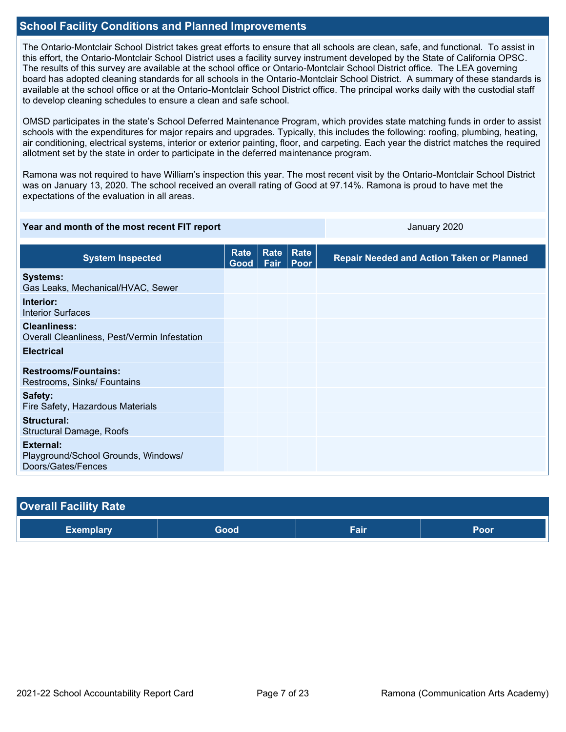## School Facility Conditions and Planned Improvements

The Ontario-Montclair School District takes great efforts to ensure that all schools are clean, safe, and functional. To assist in this effort, the Ontario-Montclair School District uses a facility survey instrument developed by the State of California OPSC. The results of this survey are available at the school office or Ontario-Montclair School District office. The LEA governing board has adopted cleaning standards for all schools in the Ontario-Montclair School District. A summary of these standards is available at the school office or at the Ontario-Montclair School District office. The principal works daily with the custodial staff to develop cleaning schedules to ensure a clean and safe school.

OMSD participates in the state's School Deferred Maintenance Program, which provides state matching funds in order to assist schools with the expenditures for major repairs and upgrades. Typically, this includes the following: roofing, plumbing, heating, air conditioning, electrical systems, interior or exterior painting, floor, and carpeting. Each year the district matches the required allotment set by the state in order to participate in the deferred maintenance program.

Ramona was not required to have William's inspection this year. The most recent visit by the Ontario-Montclair School District was on January 13, 2020. The school received an overall rating of Good at 97.14%. Ramona is proud to have met the expectations of the evaluation in all areas.

| Year and month of the most recent FIT report | January 2020 |
|---|---|

| System Inspected | Rate Good | Rate Fair | Rate Poor | Repair Needed and Action Taken or Planned |
|---|---|---|---|---|
| **Systems:** Gas Leaks, Mechanical/HVAC, Sewer | | | | |
| **Interior:** Interior Surfaces | | | | |
| **Cleanliness:** Overall Cleanliness, Pest/Vermin Infestation | | | | |
| **Electrical** | | | | |
| **Restrooms/Fountains:** Restrooms, Sinks/ Fountains | | | | |
| **Safety:** Fire Safety, Hazardous Materials | | | | |
| **Structural:** Structural Damage, Roofs | | | | |
| **External:** Playground/School Grounds, Windows/ Doors/Gates/Fences | | | | |

## Overall Facility Rate

| Exemplary | Good | Fair | Poor |
|---|---|---|---|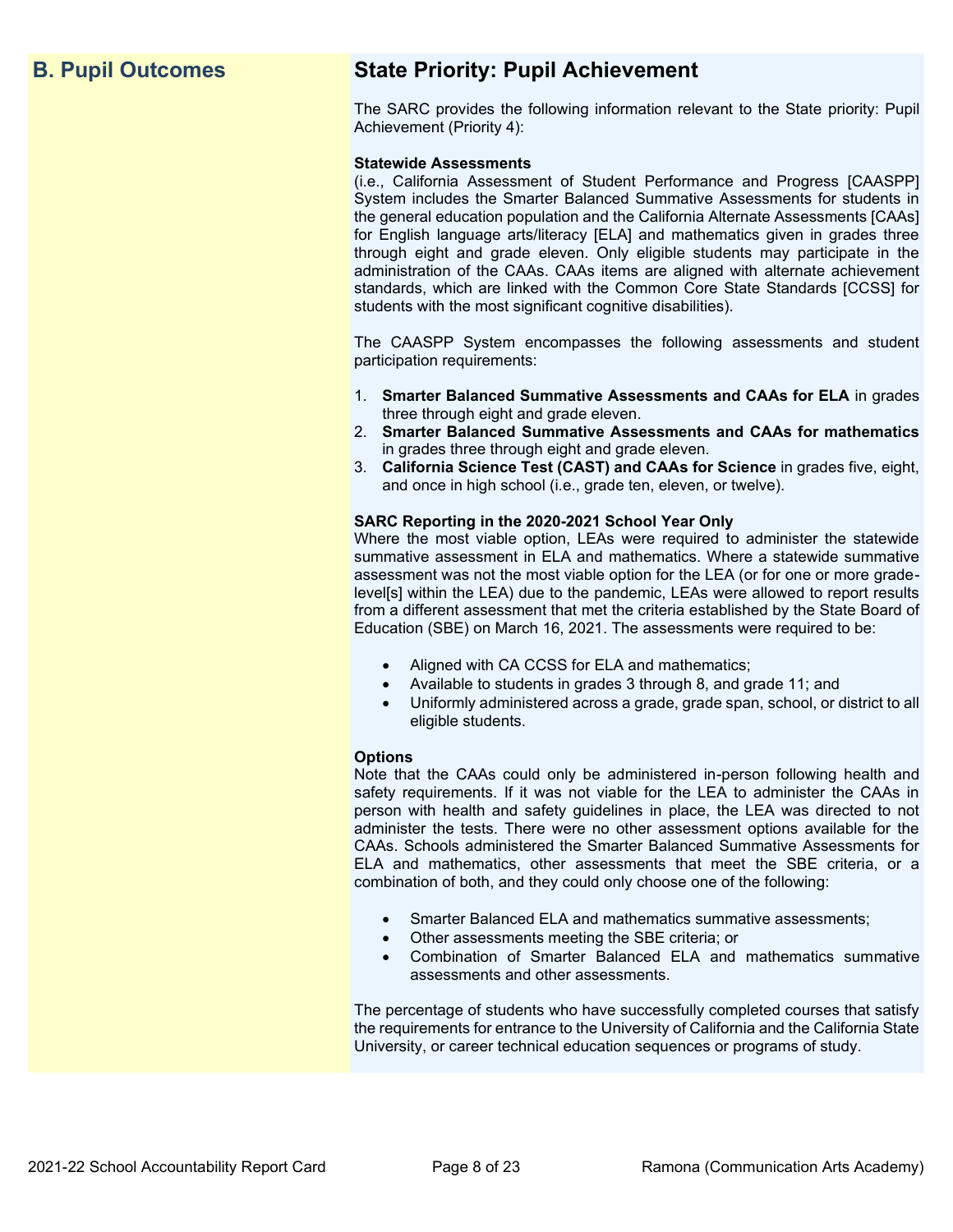## B. Pupil Outcomes

## State Priority: Pupil Achievement

The SARC provides the following information relevant to the State priority: Pupil Achievement (Priority 4):

**Statewide Assessments**
(i.e., California Assessment of Student Performance and Progress [CAASPP] System includes the Smarter Balanced Summative Assessments for students in the general education population and the California Alternate Assessments [CAAs] for English language arts/literacy [ELA] and mathematics given in grades three through eight and grade eleven. Only eligible students may participate in the administration of the CAAs. CAAs items are aligned with alternate achievement standards, which are linked with the Common Core State Standards [CCSS] for students with the most significant cognitive disabilities).

The CAASPP System encompasses the following assessments and student participation requirements:

1. **Smarter Balanced Summative Assessments and CAAs for ELA** in grades three through eight and grade eleven.
2. **Smarter Balanced Summative Assessments and CAAs for mathematics** in grades three through eight and grade eleven.
3. **California Science Test (CAST) and CAAs for Science** in grades five, eight, and once in high school (i.e., grade ten, eleven, or twelve).

**SARC Reporting in the 2020-2021 School Year Only**
Where the most viable option, LEAs were required to administer the statewide summative assessment in ELA and mathematics. Where a statewide summative assessment was not the most viable option for the LEA (or for one or more grade-level[s] within the LEA) due to the pandemic, LEAs were allowed to report results from a different assessment that met the criteria established by the State Board of Education (SBE) on March 16, 2021. The assessments were required to be:

- Aligned with CA CCSS for ELA and mathematics;
- Available to students in grades 3 through 8, and grade 11; and
- Uniformly administered across a grade, grade span, school, or district to all eligible students.

**Options**
Note that the CAAs could only be administered in-person following health and safety requirements. If it was not viable for the LEA to administer the CAAs in person with health and safety guidelines in place, the LEA was directed to not administer the tests. There were no other assessment options available for the CAAs. Schools administered the Smarter Balanced Summative Assessments for ELA and mathematics, other assessments that meet the SBE criteria, or a combination of both, and they could only choose one of the following:

- Smarter Balanced ELA and mathematics summative assessments;
- Other assessments meeting the SBE criteria; or
- Combination of Smarter Balanced ELA and mathematics summative assessments and other assessments.

The percentage of students who have successfully completed courses that satisfy the requirements for entrance to the University of California and the California State University, or career technical education sequences or programs of study.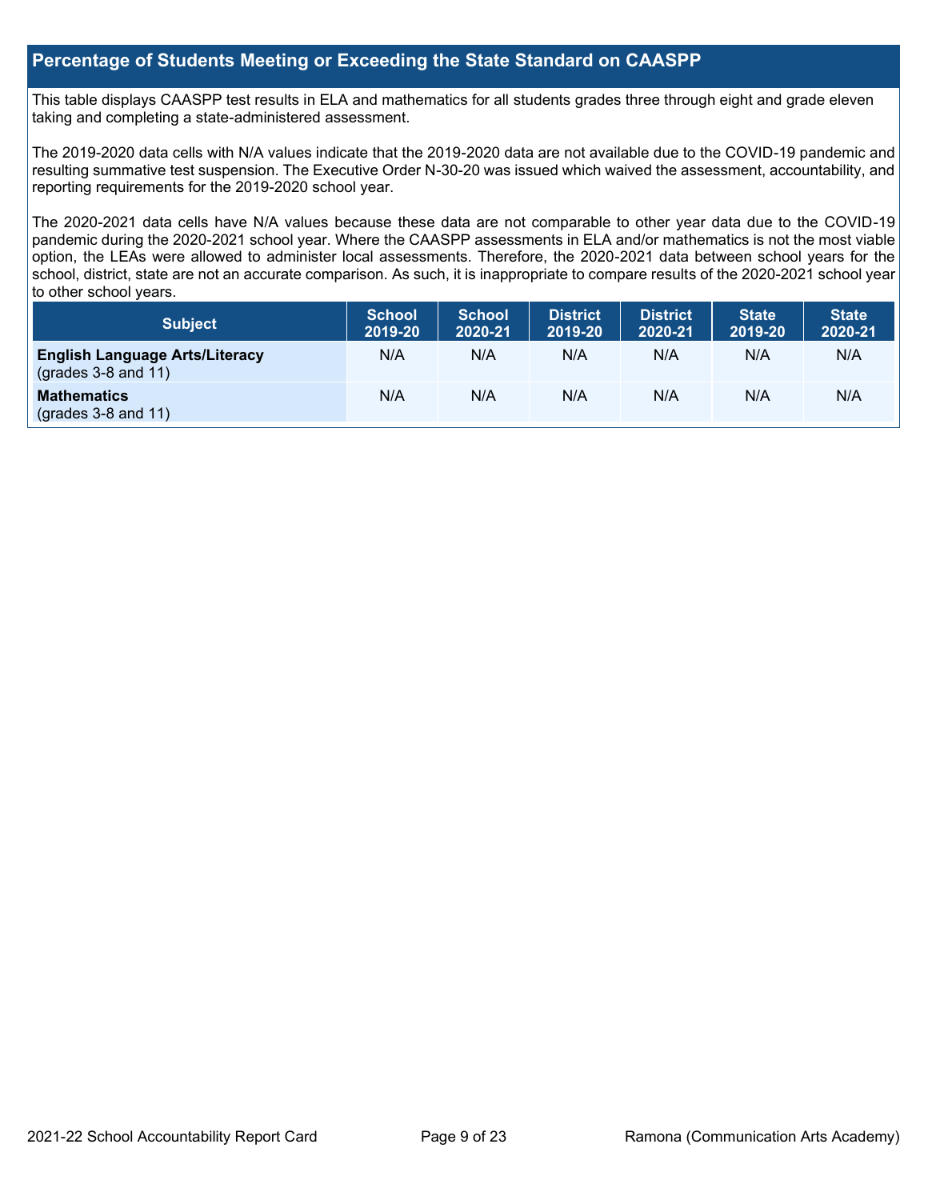## Percentage of Students Meeting or Exceeding the State Standard on CAASPP

This table displays CAASPP test results in ELA and mathematics for all students grades three through eight and grade eleven taking and completing a state-administered assessment.

The 2019-2020 data cells with N/A values indicate that the 2019-2020 data are not available due to the COVID-19 pandemic and resulting summative test suspension. The Executive Order N-30-20 was issued which waived the assessment, accountability, and reporting requirements for the 2019-2020 school year.

The 2020-2021 data cells have N/A values because these data are not comparable to other year data due to the COVID-19 pandemic during the 2020-2021 school year. Where the CAASPP assessments in ELA and/or mathematics is not the most viable option, the LEAs were allowed to administer local assessments. Therefore, the 2020-2021 data between school years for the school, district, state are not an accurate comparison. As such, it is inappropriate to compare results of the 2020-2021 school year to other school years.

| Subject | School 2019-20 | School 2020-21 | District 2019-20 | District 2020-21 | State 2019-20 | State 2020-21 |
|---|---|---|---|---|---|---|
| **English Language Arts/Literacy** (grades 3-8 and 11) | N/A | N/A | N/A | N/A | N/A | N/A |
| **Mathematics** (grades 3-8 and 11) | N/A | N/A | N/A | N/A | N/A | N/A |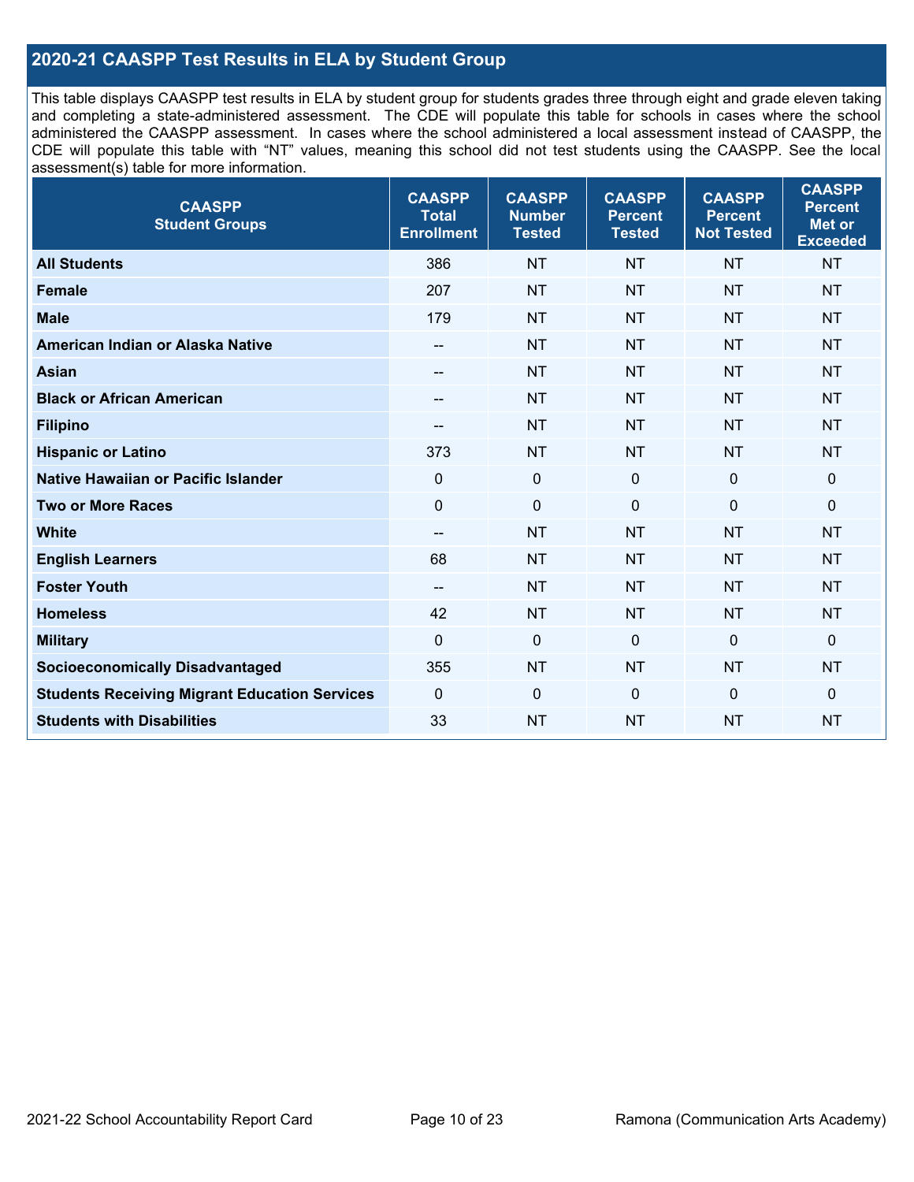## 2020-21 CAASPP Test Results in ELA by Student Group

This table displays CAASPP test results in ELA by student group for students grades three through eight and grade eleven taking and completing a state-administered assessment. The CDE will populate this table for schools in cases where the school administered the CAASPP assessment. In cases where the school administered a local assessment instead of CAASPP, the CDE will populate this table with "NT" values, meaning this school did not test students using the CAASPP. See the local assessment(s) table for more information.

| CAASPP Student Groups | CAASPP Total Enrollment | CAASPP Number Tested | CAASPP Percent Tested | CAASPP Percent Not Tested | CAASPP Percent Met or Exceeded |
|---|---|---|---|---|---|
| **All Students** | 386 | NT | NT | NT | NT |
| **Female** | 207 | NT | NT | NT | NT |
| **Male** | 179 | NT | NT | NT | NT |
| **American Indian or Alaska Native** | -- | NT | NT | NT | NT |
| **Asian** | -- | NT | NT | NT | NT |
| **Black or African American** | -- | NT | NT | NT | NT |
| **Filipino** | -- | NT | NT | NT | NT |
| **Hispanic or Latino** | 373 | NT | NT | NT | NT |
| **Native Hawaiian or Pacific Islander** | 0 | 0 | 0 | 0 | 0 |
| **Two or More Races** | 0 | 0 | 0 | 0 | 0 |
| **White** | -- | NT | NT | NT | NT |
| **English Learners** | 68 | NT | NT | NT | NT |
| **Foster Youth** | -- | NT | NT | NT | NT |
| **Homeless** | 42 | NT | NT | NT | NT |
| **Military** | 0 | 0 | 0 | 0 | 0 |
| **Socioeconomically Disadvantaged** | 355 | NT | NT | NT | NT |
| **Students Receiving Migrant Education Services** | 0 | 0 | 0 | 0 | 0 |
| **Students with Disabilities** | 33 | NT | NT | NT | NT |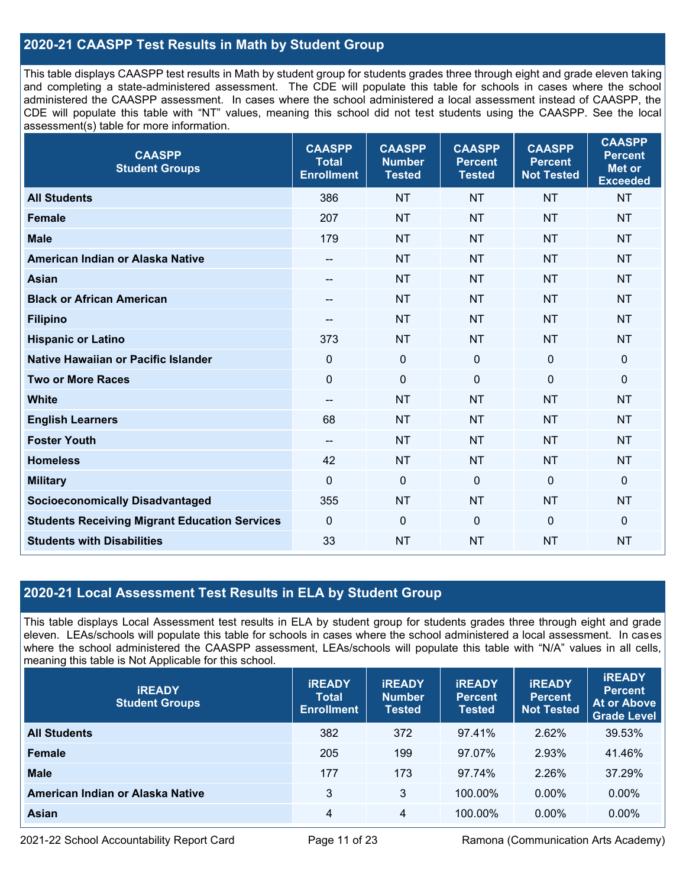## 2020-21 CAASPP Test Results in Math by Student Group

This table displays CAASPP test results in Math by student group for students grades three through eight and grade eleven taking and completing a state-administered assessment. The CDE will populate this table for schools in cases where the school administered the CAASPP assessment. In cases where the school administered a local assessment instead of CAASPP, the CDE will populate this table with "NT" values, meaning this school did not test students using the CAASPP. See the local assessment(s) table for more information.

| CAASPP Student Groups | CAASPP Total Enrollment | CAASPP Number Tested | CAASPP Percent Tested | CAASPP Percent Not Tested | CAASPP Percent Met or Exceeded |
|---|---|---|---|---|---|
| **All Students** | 386 | NT | NT | NT | NT |
| **Female** | 207 | NT | NT | NT | NT |
| **Male** | 179 | NT | NT | NT | NT |
| **American Indian or Alaska Native** | -- | NT | NT | NT | NT |
| **Asian** | -- | NT | NT | NT | NT |
| **Black or African American** | -- | NT | NT | NT | NT |
| **Filipino** | -- | NT | NT | NT | NT |
| **Hispanic or Latino** | 373 | NT | NT | NT | NT |
| **Native Hawaiian or Pacific Islander** | 0 | 0 | 0 | 0 | 0 |
| **Two or More Races** | 0 | 0 | 0 | 0 | 0 |
| **White** | -- | NT | NT | NT | NT |
| **English Learners** | 68 | NT | NT | NT | NT |
| **Foster Youth** | -- | NT | NT | NT | NT |
| **Homeless** | 42 | NT | NT | NT | NT |
| **Military** | 0 | 0 | 0 | 0 | 0 |
| **Socioeconomically Disadvantaged** | 355 | NT | NT | NT | NT |
| **Students Receiving Migrant Education Services** | 0 | 0 | 0 | 0 | 0 |
| **Students with Disabilities** | 33 | NT | NT | NT | NT |

## 2020-21 Local Assessment Test Results in ELA by Student Group

This table displays Local Assessment test results in ELA by student group for students grades three through eight and grade eleven. LEAs/schools will populate this table for schools in cases where the school administered a local assessment. In cases where the school administered the CAASPP assessment, LEAs/schools will populate this table with "N/A" values in all cells, meaning this table is Not Applicable for this school.

| iREADY Student Groups | iREADY Total Enrollment | iREADY Number Tested | iREADY Percent Tested | iREADY Percent Not Tested | iREADY Percent At or Above Grade Level |
|---|---|---|---|---|---|
| **All Students** | 382 | 372 | 97.41% | 2.62% | 39.53% |
| **Female** | 205 | 199 | 97.07% | 2.93% | 41.46% |
| **Male** | 177 | 173 | 97.74% | 2.26% | 37.29% |
| **American Indian or Alaska Native** | 3 | 3 | 100.00% | 0.00% | 0.00% |
| **Asian** | 4 | 4 | 100.00% | 0.00% | 0.00% |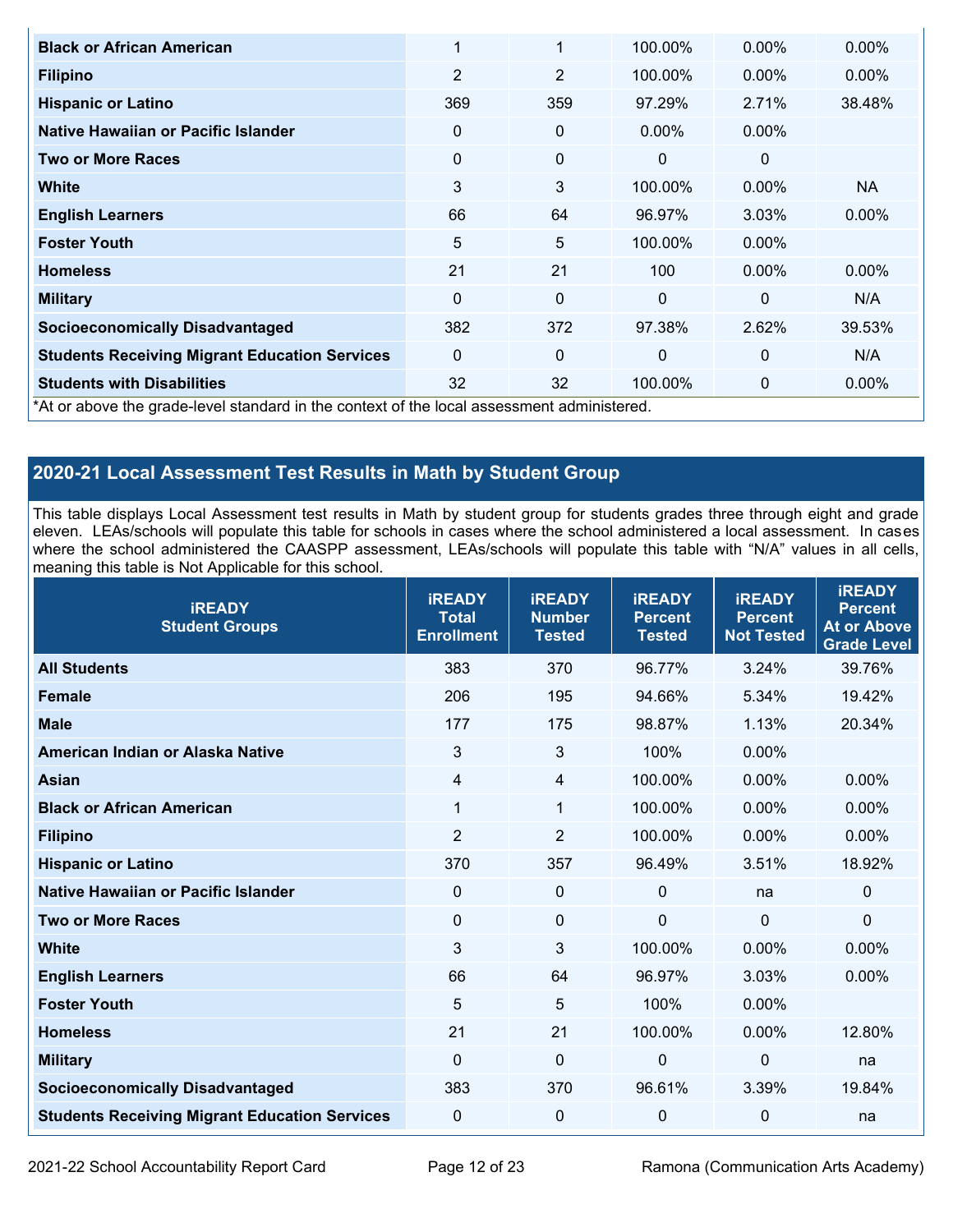| | | | | | |
|---|---|---|---|---|---|
| **Black or African American** | 1 | 1 | 100.00% | 0.00% | 0.00% |
| **Filipino** | 2 | 2 | 100.00% | 0.00% | 0.00% |
| **Hispanic or Latino** | 369 | 359 | 97.29% | 2.71% | 38.48% |
| **Native Hawaiian or Pacific Islander** | 0 | 0 | 0.00% | 0.00% | |
| **Two or More Races** | 0 | 0 | 0 | 0 | |
| **White** | 3 | 3 | 100.00% | 0.00% | NA |
| **English Learners** | 66 | 64 | 96.97% | 3.03% | 0.00% |
| **Foster Youth** | 5 | 5 | 100.00% | 0.00% | |
| **Homeless** | 21 | 21 | 100 | 0.00% | 0.00% |
| **Military** | 0 | 0 | 0 | 0 | N/A |
| **Socioeconomically Disadvantaged** | 382 | 372 | 97.38% | 2.62% | 39.53% |
| **Students Receiving Migrant Education Services** | 0 | 0 | 0 | 0 | N/A |
| **Students with Disabilities** | 32 | 32 | 100.00% | 0 | 0.00% |

*At or above the grade-level standard in the context of the local assessment administered.

## 2020-21 Local Assessment Test Results in Math by Student Group

This table displays Local Assessment test results in Math by student group for students grades three through eight and grade eleven. LEAs/schools will populate this table for schools in cases where the school administered a local assessment. In cases where the school administered the CAASPP assessment, LEAs/schools will populate this table with "N/A" values in all cells, meaning this table is Not Applicable for this school.

| iREADY Student Groups | iREADY Total Enrollment | iREADY Number Tested | iREADY Percent Tested | iREADY Percent Not Tested | iREADY Percent At or Above Grade Level |
|---|---|---|---|---|---|
| **All Students** | 383 | 370 | 96.77% | 3.24% | 39.76% |
| **Female** | 206 | 195 | 94.66% | 5.34% | 19.42% |
| **Male** | 177 | 175 | 98.87% | 1.13% | 20.34% |
| **American Indian or Alaska Native** | 3 | 3 | 100% | 0.00% | |
| **Asian** | 4 | 4 | 100.00% | 0.00% | 0.00% |
| **Black or African American** | 1 | 1 | 100.00% | 0.00% | 0.00% |
| **Filipino** | 2 | 2 | 100.00% | 0.00% | 0.00% |
| **Hispanic or Latino** | 370 | 357 | 96.49% | 3.51% | 18.92% |
| **Native Hawaiian or Pacific Islander** | 0 | 0 | 0 | na | 0 |
| **Two or More Races** | 0 | 0 | 0 | 0 | 0 |
| **White** | 3 | 3 | 100.00% | 0.00% | 0.00% |
| **English Learners** | 66 | 64 | 96.97% | 3.03% | 0.00% |
| **Foster Youth** | 5 | 5 | 100% | 0.00% | |
| **Homeless** | 21 | 21 | 100.00% | 0.00% | 12.80% |
| **Military** | 0 | 0 | 0 | 0 | na |
| **Socioeconomically Disadvantaged** | 383 | 370 | 96.61% | 3.39% | 19.84% |
| **Students Receiving Migrant Education Services** | 0 | 0 | 0 | 0 | na |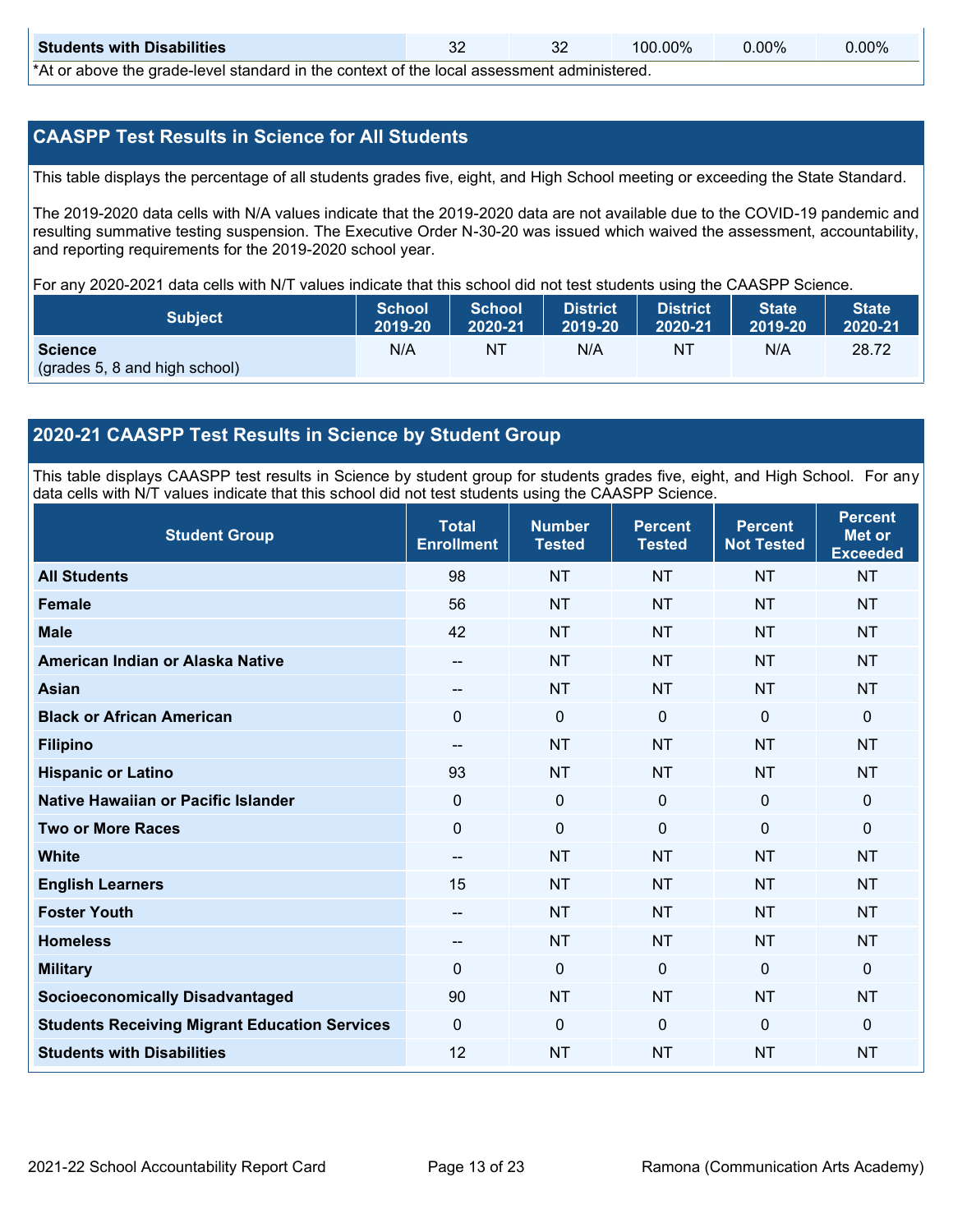| Students with Disabilities | 32 | 32 | 100.00% | 0.00% | 0.00% |
|---|---|---|---|---|---|

*At or above the grade-level standard in the context of the local assessment administered.

## CAASPP Test Results in Science for All Students

This table displays the percentage of all students grades five, eight, and High School meeting or exceeding the State Standard.

The 2019-2020 data cells with N/A values indicate that the 2019-2020 data are not available due to the COVID-19 pandemic and resulting summative testing suspension. The Executive Order N-30-20 was issued which waived the assessment, accountability, and reporting requirements for the 2019-2020 school year.

For any 2020-2021 data cells with N/T values indicate that this school did not test students using the CAASPP Science.

| Subject | School 2019-20 | School 2020-21 | District 2019-20 | District 2020-21 | State 2019-20 | State 2020-21 |
|---|---|---|---|---|---|---|
| **Science** (grades 5, 8 and high school) | N/A | NT | N/A | NT | N/A | 28.72 |

## 2020-21 CAASPP Test Results in Science by Student Group

This table displays CAASPP test results in Science by student group for students grades five, eight, and High School. For any data cells with N/T values indicate that this school did not test students using the CAASPP Science.

| Student Group | Total Enrollment | Number Tested | Percent Tested | Percent Not Tested | Percent Met or Exceeded |
|---|---|---|---|---|---|
| **All Students** | 98 | NT | NT | NT | NT |
| **Female** | 56 | NT | NT | NT | NT |
| **Male** | 42 | NT | NT | NT | NT |
| **American Indian or Alaska Native** | -- | NT | NT | NT | NT |
| **Asian** | -- | NT | NT | NT | NT |
| **Black or African American** | 0 | 0 | 0 | 0 | 0 |
| **Filipino** | -- | NT | NT | NT | NT |
| **Hispanic or Latino** | 93 | NT | NT | NT | NT |
| **Native Hawaiian or Pacific Islander** | 0 | 0 | 0 | 0 | 0 |
| **Two or More Races** | 0 | 0 | 0 | 0 | 0 |
| **White** | -- | NT | NT | NT | NT |
| **English Learners** | 15 | NT | NT | NT | NT |
| **Foster Youth** | -- | NT | NT | NT | NT |
| **Homeless** | -- | NT | NT | NT | NT |
| **Military** | 0 | 0 | 0 | 0 | 0 |
| **Socioeconomically Disadvantaged** | 90 | NT | NT | NT | NT |
| **Students Receiving Migrant Education Services** | 0 | 0 | 0 | 0 | 0 |
| **Students with Disabilities** | 12 | NT | NT | NT | NT |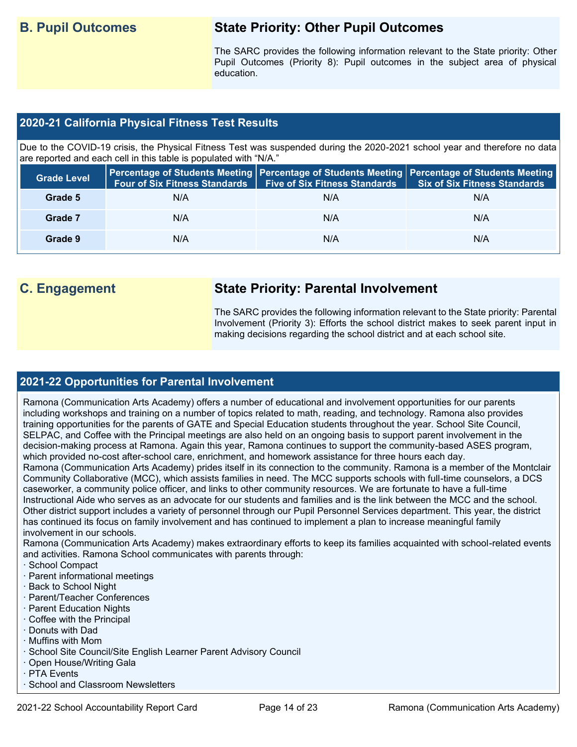## B. Pupil Outcomes

### State Priority: Other Pupil Outcomes

The SARC provides the following information relevant to the State priority: Other Pupil Outcomes (Priority 8): Pupil outcomes in the subject area of physical education.

### 2020-21 California Physical Fitness Test Results

Due to the COVID-19 crisis, the Physical Fitness Test was suspended during the 2020-2021 school year and therefore no data are reported and each cell in this table is populated with "N/A."

| Grade Level | Percentage of Students Meeting Four of Six Fitness Standards | Percentage of Students Meeting Five of Six Fitness Standards | Percentage of Students Meeting Six of Six Fitness Standards |
|---|---|---|---|
| Grade 5 | N/A | N/A | N/A |
| Grade 7 | N/A | N/A | N/A |
| Grade 9 | N/A | N/A | N/A |

## C. Engagement

### State Priority: Parental Involvement

The SARC provides the following information relevant to the State priority: Parental Involvement (Priority 3): Efforts the school district makes to seek parent input in making decisions regarding the school district and at each school site.

### 2021-22 Opportunities for Parental Involvement

Ramona (Communication Arts Academy) offers a number of educational and involvement opportunities for our parents including workshops and training on a number of topics related to math, reading, and technology. Ramona also provides training opportunities for the parents of GATE and Special Education students throughout the year. School Site Council, SELPAC, and Coffee with the Principal meetings are also held on an ongoing basis to support parent involvement in the decision-making process at Ramona. Again this year, Ramona continues to support the community-based ASES program, which provided no-cost after-school care, enrichment, and homework assistance for three hours each day.

Ramona (Communication Arts Academy) prides itself in its connection to the community. Ramona is a member of the Montclair Community Collaborative (MCC), which assists families in need. The MCC supports schools with full-time counselors, a DCS caseworker, a community police officer, and links to other community resources. We are fortunate to have a full-time Instructional Aide who serves as an advocate for our students and families and is the link between the MCC and the school. Other district support includes a variety of personnel through our Pupil Personnel Services department. This year, the district has continued its focus on family involvement and has continued to implement a plan to increase meaningful family involvement in our schools.

Ramona (Communication Arts Academy) makes extraordinary efforts to keep its families acquainted with school-related events and activities. Ramona School communicates with parents through:

- School Compact
- Parent informational meetings
- Back to School Night
- Parent/Teacher Conferences
- Parent Education Nights
- Coffee with the Principal
- Donuts with Dad
- Muffins with Mom
- School Site Council/Site English Learner Parent Advisory Council
- Open House/Writing Gala
- PTA Events
- School and Classroom Newsletters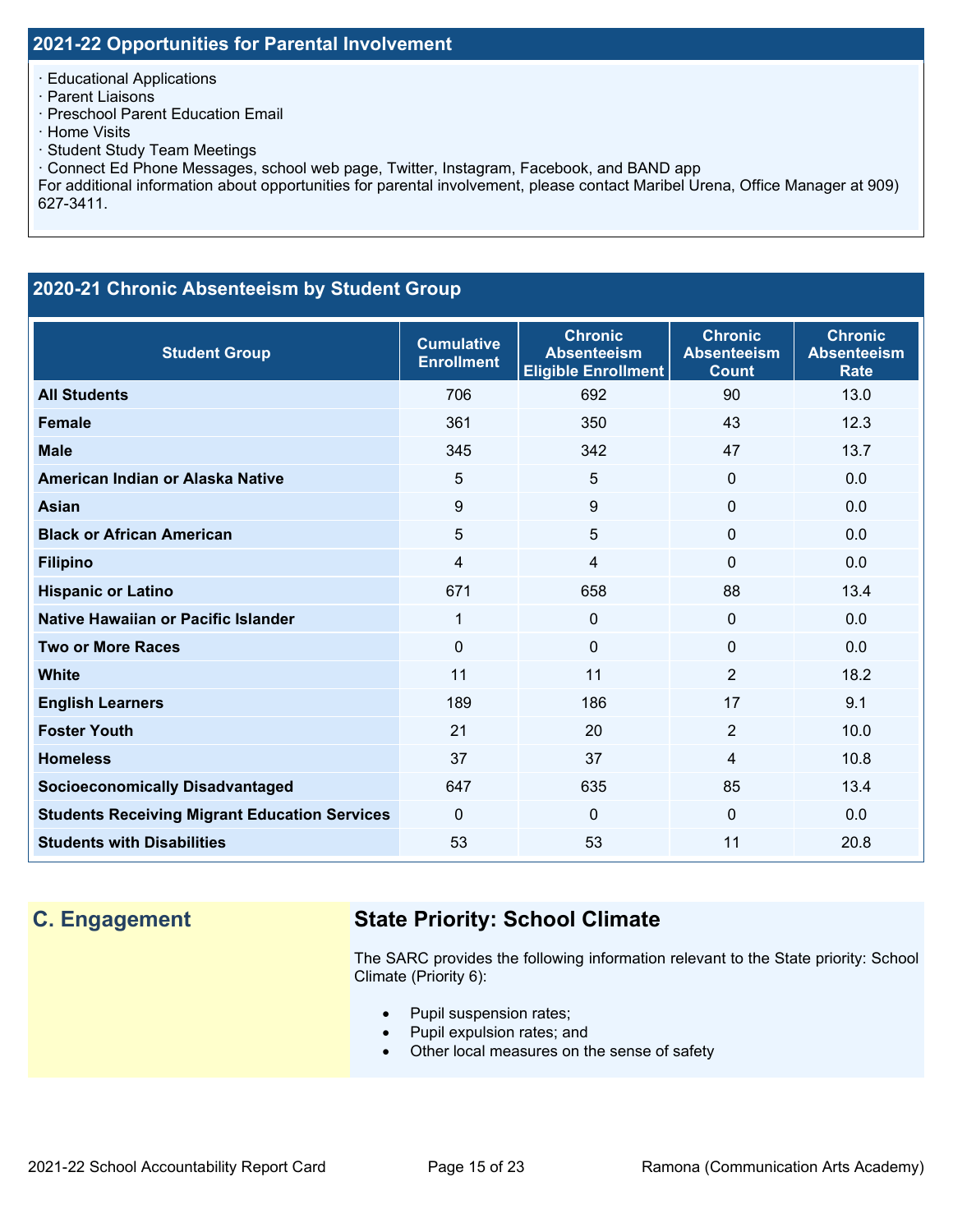## 2021-22 Opportunities for Parental Involvement

· Educational Applications
· Parent Liaisons
· Preschool Parent Education Email
· Home Visits
· Student Study Team Meetings
· Connect Ed Phone Messages, school web page, Twitter, Instagram, Facebook, and BAND app

For additional information about opportunities for parental involvement, please contact Maribel Urena, Office Manager at 909) 627-3411.

## 2020-21 Chronic Absenteeism by Student Group

| Student Group | Cumulative Enrollment | Chronic Absenteeism Eligible Enrollment | Chronic Absenteeism Count | Chronic Absenteeism Rate |
|---|---|---|---|---|
| **All Students** | 706 | 692 | 90 | 13.0 |
| **Female** | 361 | 350 | 43 | 12.3 |
| **Male** | 345 | 342 | 47 | 13.7 |
| **American Indian or Alaska Native** | 5 | 5 | 0 | 0.0 |
| **Asian** | 9 | 9 | 0 | 0.0 |
| **Black or African American** | 5 | 5 | 0 | 0.0 |
| **Filipino** | 4 | 4 | 0 | 0.0 |
| **Hispanic or Latino** | 671 | 658 | 88 | 13.4 |
| **Native Hawaiian or Pacific Islander** | 1 | 0 | 0 | 0.0 |
| **Two or More Races** | 0 | 0 | 0 | 0.0 |
| **White** | 11 | 11 | 2 | 18.2 |
| **English Learners** | 189 | 186 | 17 | 9.1 |
| **Foster Youth** | 21 | 20 | 2 | 10.0 |
| **Homeless** | 37 | 37 | 4 | 10.8 |
| **Socioeconomically Disadvantaged** | 647 | 635 | 85 | 13.4 |
| **Students Receiving Migrant Education Services** | 0 | 0 | 0 | 0.0 |
| **Students with Disabilities** | 53 | 53 | 11 | 20.8 |

## C. Engagement

### State Priority: School Climate

The SARC provides the following information relevant to the State priority: School Climate (Priority 6):

- Pupil suspension rates;
- Pupil expulsion rates; and
- Other local measures on the sense of safety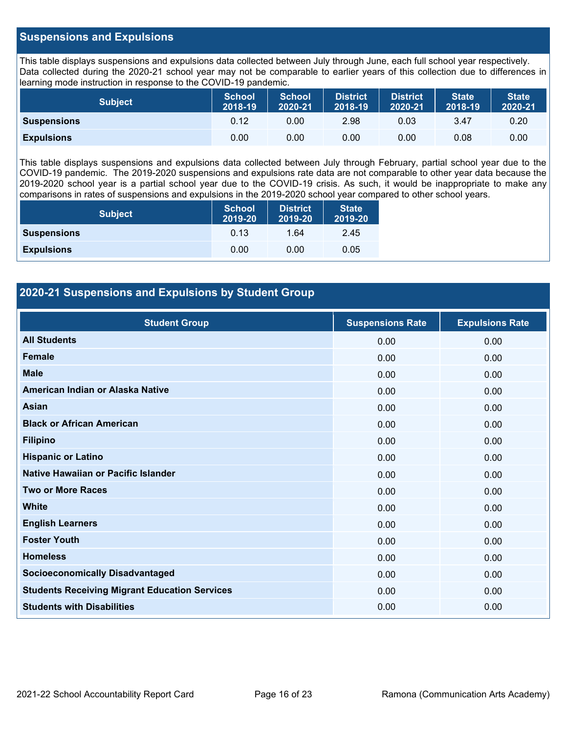## Suspensions and Expulsions

This table displays suspensions and expulsions data collected between July through June, each full school year respectively. Data collected during the 2020-21 school year may not be comparable to earlier years of this collection due to differences in learning mode instruction in response to the COVID-19 pandemic.

| Subject | School 2018-19 | School 2020-21 | District 2018-19 | District 2020-21 | State 2018-19 | State 2020-21 |
|---|---|---|---|---|---|---|
| **Suspensions** | 0.12 | 0.00 | 2.98 | 0.03 | 3.47 | 0.20 |
| **Expulsions** | 0.00 | 0.00 | 0.00 | 0.00 | 0.08 | 0.00 |

This table displays suspensions and expulsions data collected between July through February, partial school year due to the COVID-19 pandemic. The 2019-2020 suspensions and expulsions rate data are not comparable to other year data because the 2019-2020 school year is a partial school year due to the COVID-19 crisis. As such, it would be inappropriate to make any comparisons in rates of suspensions and expulsions in the 2019-2020 school year compared to other school years.

| Subject | School 2019-20 | District 2019-20 | State 2019-20 |
|---|---|---|---|
| **Suspensions** | 0.13 | 1.64 | 2.45 |
| **Expulsions** | 0.00 | 0.00 | 0.05 |

## 2020-21 Suspensions and Expulsions by Student Group

| Student Group | Suspensions Rate | Expulsions Rate |
|---|---|---|
| **All Students** | 0.00 | 0.00 |
| **Female** | 0.00 | 0.00 |
| **Male** | 0.00 | 0.00 |
| **American Indian or Alaska Native** | 0.00 | 0.00 |
| **Asian** | 0.00 | 0.00 |
| **Black or African American** | 0.00 | 0.00 |
| **Filipino** | 0.00 | 0.00 |
| **Hispanic or Latino** | 0.00 | 0.00 |
| **Native Hawaiian or Pacific Islander** | 0.00 | 0.00 |
| **Two or More Races** | 0.00 | 0.00 |
| **White** | 0.00 | 0.00 |
| **English Learners** | 0.00 | 0.00 |
| **Foster Youth** | 0.00 | 0.00 |
| **Homeless** | 0.00 | 0.00 |
| **Socioeconomically Disadvantaged** | 0.00 | 0.00 |
| **Students Receiving Migrant Education Services** | 0.00 | 0.00 |
| **Students with Disabilities** | 0.00 | 0.00 |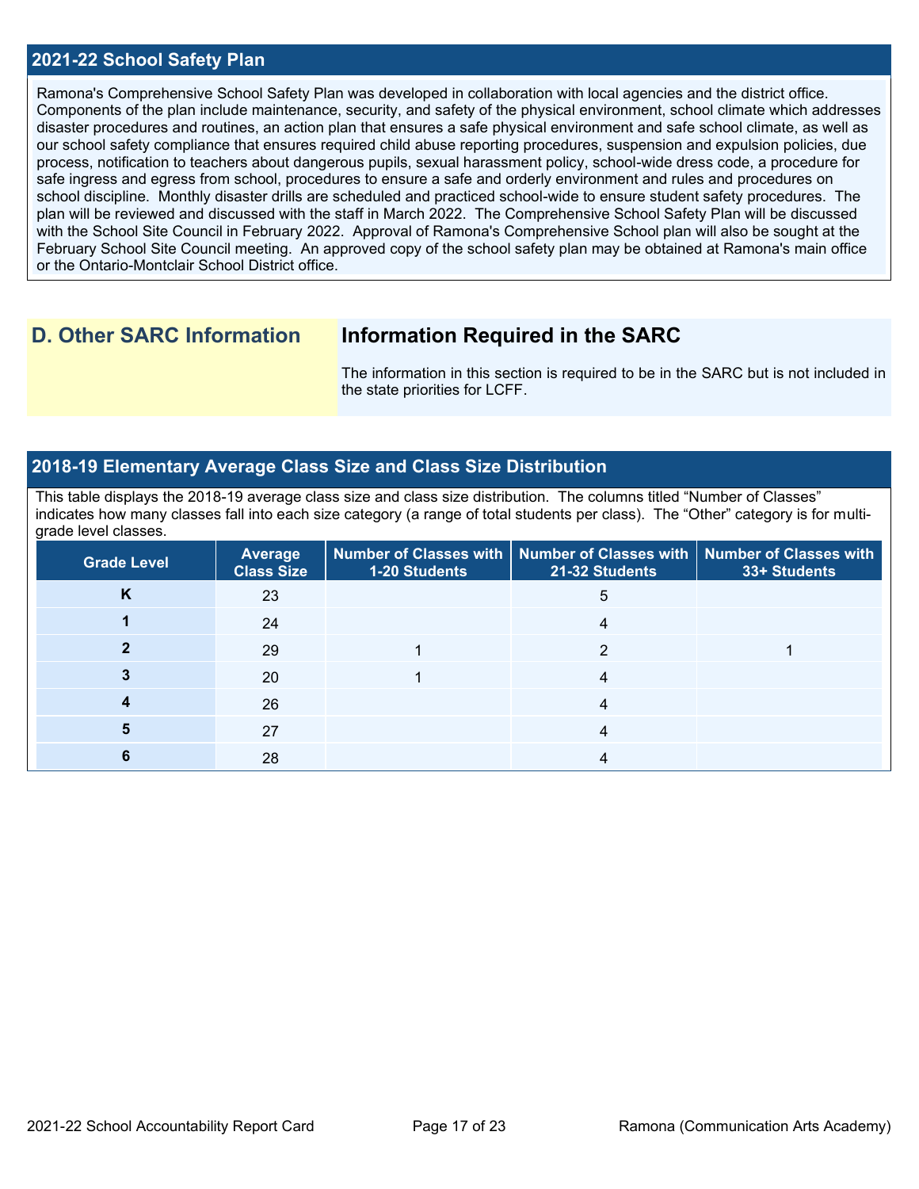## 2021-22 School Safety Plan

Ramona's Comprehensive School Safety Plan was developed in collaboration with local agencies and the district office. Components of the plan include maintenance, security, and safety of the physical environment, school climate which addresses disaster procedures and routines, an action plan that ensures a safe physical environment and safe school climate, as well as our school safety compliance that ensures required child abuse reporting procedures, suspension and expulsion policies, due process, notification to teachers about dangerous pupils, sexual harassment policy, school-wide dress code, a procedure for safe ingress and egress from school, procedures to ensure a safe and orderly environment and rules and procedures on school discipline. Monthly disaster drills are scheduled and practiced school-wide to ensure student safety procedures. The plan will be reviewed and discussed with the staff in March 2022. The Comprehensive School Safety Plan will be discussed with the School Site Council in February 2022. Approval of Ramona's Comprehensive School plan will also be sought at the February School Site Council meeting. An approved copy of the school safety plan may be obtained at Ramona's main office or the Ontario-Montclair School District office.

# D. Other SARC Information

## Information Required in the SARC

The information in this section is required to be in the SARC but is not included in the state priorities for LCFF.

## 2018-19 Elementary Average Class Size and Class Size Distribution

This table displays the 2018-19 average class size and class size distribution. The columns titled "Number of Classes" indicates how many classes fall into each size category (a range of total students per class). The "Other" category is for multi-grade level classes.

| Grade Level | Average Class Size | Number of Classes with 1-20 Students | Number of Classes with 21-32 Students | Number of Classes with 33+ Students |
|---|---|---|---|---|
| K | 23 | | 5 | |
| 1 | 24 | | 4 | |
| 2 | 29 | 1 | 2 | 1 |
| 3 | 20 | 1 | 4 | |
| 4 | 26 | | 4 | |
| 5 | 27 | | 4 | |
| 6 | 28 | | 4 | |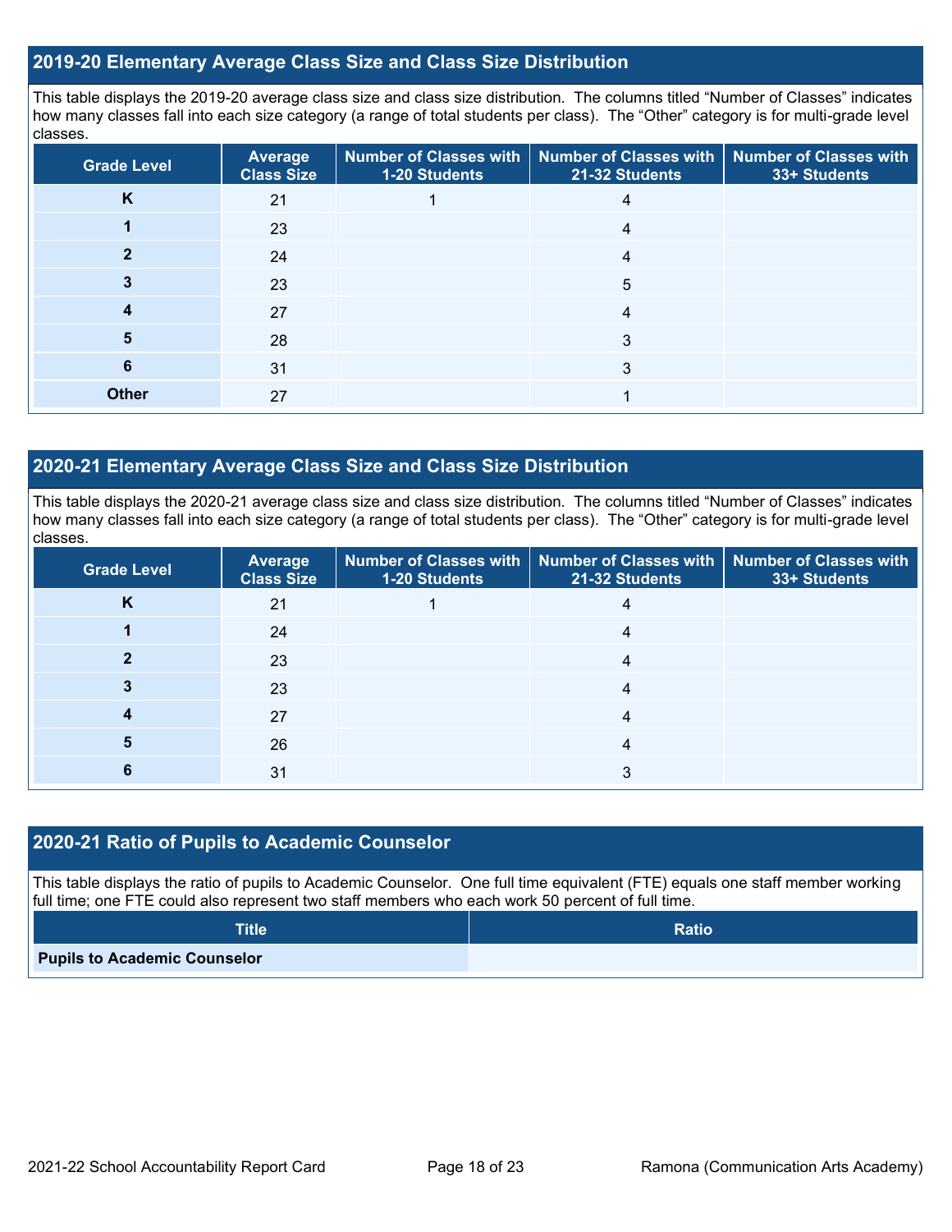## 2019-20 Elementary Average Class Size and Class Size Distribution

This table displays the 2019-20 average class size and class size distribution. The columns titled "Number of Classes" indicates how many classes fall into each size category (a range of total students per class). The "Other" category is for multi-grade level classes.

| Grade Level | Average Class Size | Number of Classes with 1-20 Students | Number of Classes with 21-32 Students | Number of Classes with 33+ Students |
|---|---|---|---|---|
| **K** | 21 | 1 | 4 | |
| **1** | 23 | | 4 | |
| **2** | 24 | | 4 | |
| **3** | 23 | | 5 | |
| **4** | 27 | | 4 | |
| **5** | 28 | | 3 | |
| **6** | 31 | | 3 | |
| **Other** | 27 | | 1 | |

## 2020-21 Elementary Average Class Size and Class Size Distribution

This table displays the 2020-21 average class size and class size distribution. The columns titled "Number of Classes" indicates how many classes fall into each size category (a range of total students per class). The "Other" category is for multi-grade level classes.

| Grade Level | Average Class Size | Number of Classes with 1-20 Students | Number of Classes with 21-32 Students | Number of Classes with 33+ Students |
|---|---|---|---|---|
| **K** | 21 | 1 | 4 | |
| **1** | 24 | | 4 | |
| **2** | 23 | | 4 | |
| **3** | 23 | | 4 | |
| **4** | 27 | | 4 | |
| **5** | 26 | | 4 | |
| **6** | 31 | | 3 | |

## 2020-21 Ratio of Pupils to Academic Counselor

This table displays the ratio of pupils to Academic Counselor. One full time equivalent (FTE) equals one staff member working full time; one FTE could also represent two staff members who each work 50 percent of full time.

| Title | Ratio |
|---|---|
| **Pupils to Academic Counselor** | |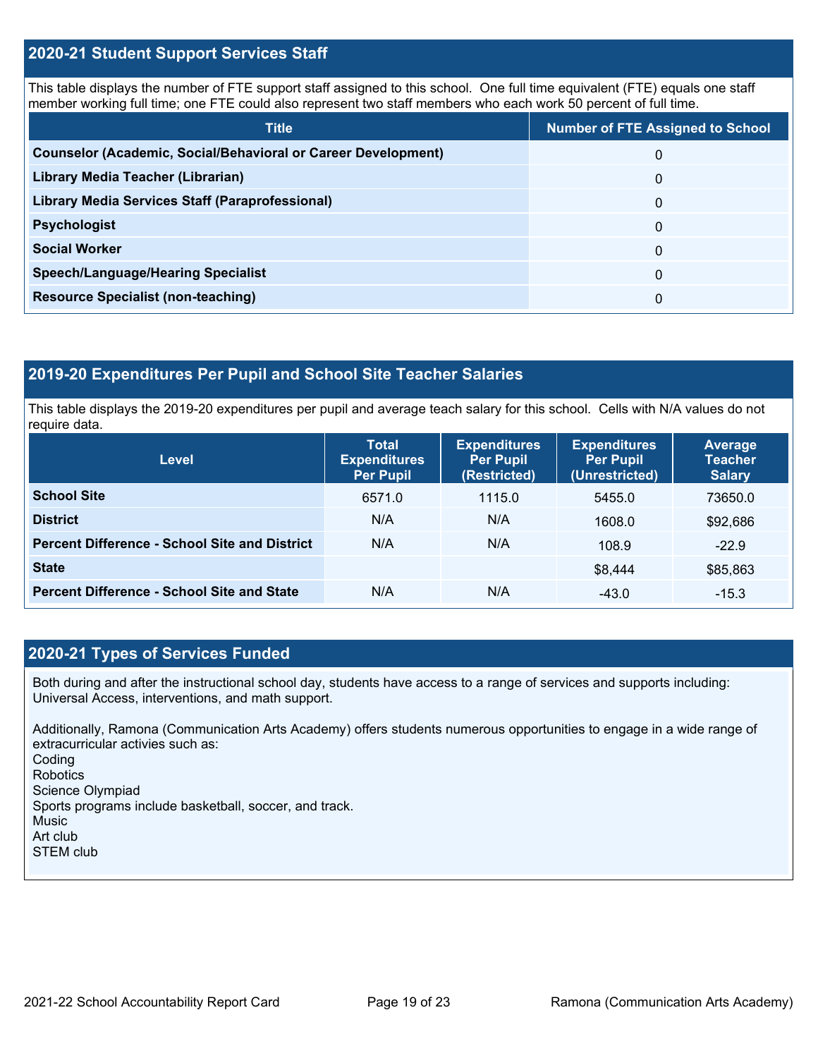## 2020-21 Student Support Services Staff

This table displays the number of FTE support staff assigned to this school. One full time equivalent (FTE) equals one staff member working full time; one FTE could also represent two staff members who each work 50 percent of full time.

| Title | Number of FTE Assigned to School |
| --- | --- |
| Counselor (Academic, Social/Behavioral or Career Development) | 0 |
| Library Media Teacher (Librarian) | 0 |
| Library Media Services Staff (Paraprofessional) | 0 |
| Psychologist | 0 |
| Social Worker | 0 |
| Speech/Language/Hearing Specialist | 0 |
| Resource Specialist (non-teaching) | 0 |

## 2019-20 Expenditures Per Pupil and School Site Teacher Salaries

This table displays the 2019-20 expenditures per pupil and average teach salary for this school. Cells with N/A values do not require data.

| Level | Total Expenditures Per Pupil | Expenditures Per Pupil (Restricted) | Expenditures Per Pupil (Unrestricted) | Average Teacher Salary |
| --- | --- | --- | --- | --- |
| School Site | 6571.0 | 1115.0 | 5455.0 | 73650.0 |
| District | N/A | N/A | 1608.0 | $92,686 |
| Percent Difference - School Site and District | N/A | N/A | 108.9 | -22.9 |
| State | | | $8,444 | $85,863 |
| Percent Difference - School Site and State | N/A | N/A | -43.0 | -15.3 |

## 2020-21 Types of Services Funded

Both during and after the instructional school day, students have access to a range of services and supports including: Universal Access, interventions, and math support.

Additionally, Ramona (Communication Arts Academy) offers students numerous opportunities to engage in a wide range of extracurricular activies such as:
Coding
Robotics
Science Olympiad
Sports programs include basketball, soccer, and track.
Music
Art club
STEM club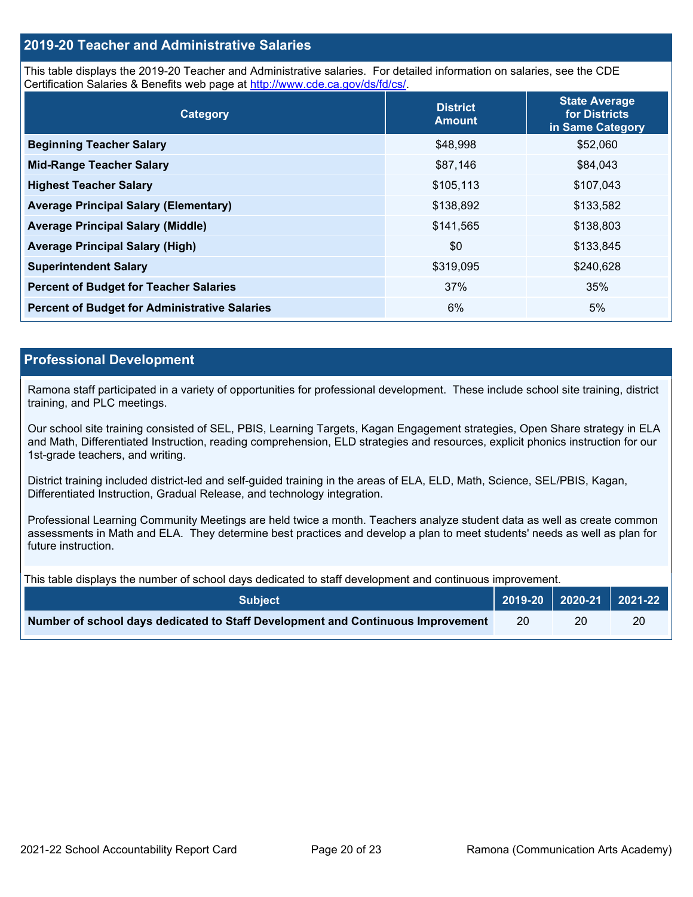## 2019-20 Teacher and Administrative Salaries

This table displays the 2019-20 Teacher and Administrative salaries. For detailed information on salaries, see the CDE Certification Salaries & Benefits web page at http://www.cde.ca.gov/ds/fd/cs/.

| Category | District Amount | State Average for Districts in Same Category |
|---|---|---|
| **Beginning Teacher Salary** | $48,998 | $52,060 |
| **Mid-Range Teacher Salary** | $87,146 | $84,043 |
| **Highest Teacher Salary** | $105,113 | $107,043 |
| **Average Principal Salary (Elementary)** | $138,892 | $133,582 |
| **Average Principal Salary (Middle)** | $141,565 | $138,803 |
| **Average Principal Salary (High)** | $0 | $133,845 |
| **Superintendent Salary** | $319,095 | $240,628 |
| **Percent of Budget for Teacher Salaries** | 37% | 35% |
| **Percent of Budget for Administrative Salaries** | 6% | 5% |

## Professional Development

Ramona staff participated in a variety of opportunities for professional development. These include school site training, district training, and PLC meetings.

Our school site training consisted of SEL, PBIS, Learning Targets, Kagan Engagement strategies, Open Share strategy in ELA and Math, Differentiated Instruction, reading comprehension, ELD strategies and resources, explicit phonics instruction for our 1st-grade teachers, and writing.

District training included district-led and self-guided training in the areas of ELA, ELD, Math, Science, SEL/PBIS, Kagan, Differentiated Instruction, Gradual Release, and technology integration.

Professional Learning Community Meetings are held twice a month. Teachers analyze student data as well as create common assessments in Math and ELA. They determine best practices and develop a plan to meet students' needs as well as plan for future instruction.

This table displays the number of school days dedicated to staff development and continuous improvement.

| Subject | 2019-20 | 2020-21 | 2021-22 |
|---|---|---|---|
| **Number of school days dedicated to Staff Development and Continuous Improvement** | 20 | 20 | 20 |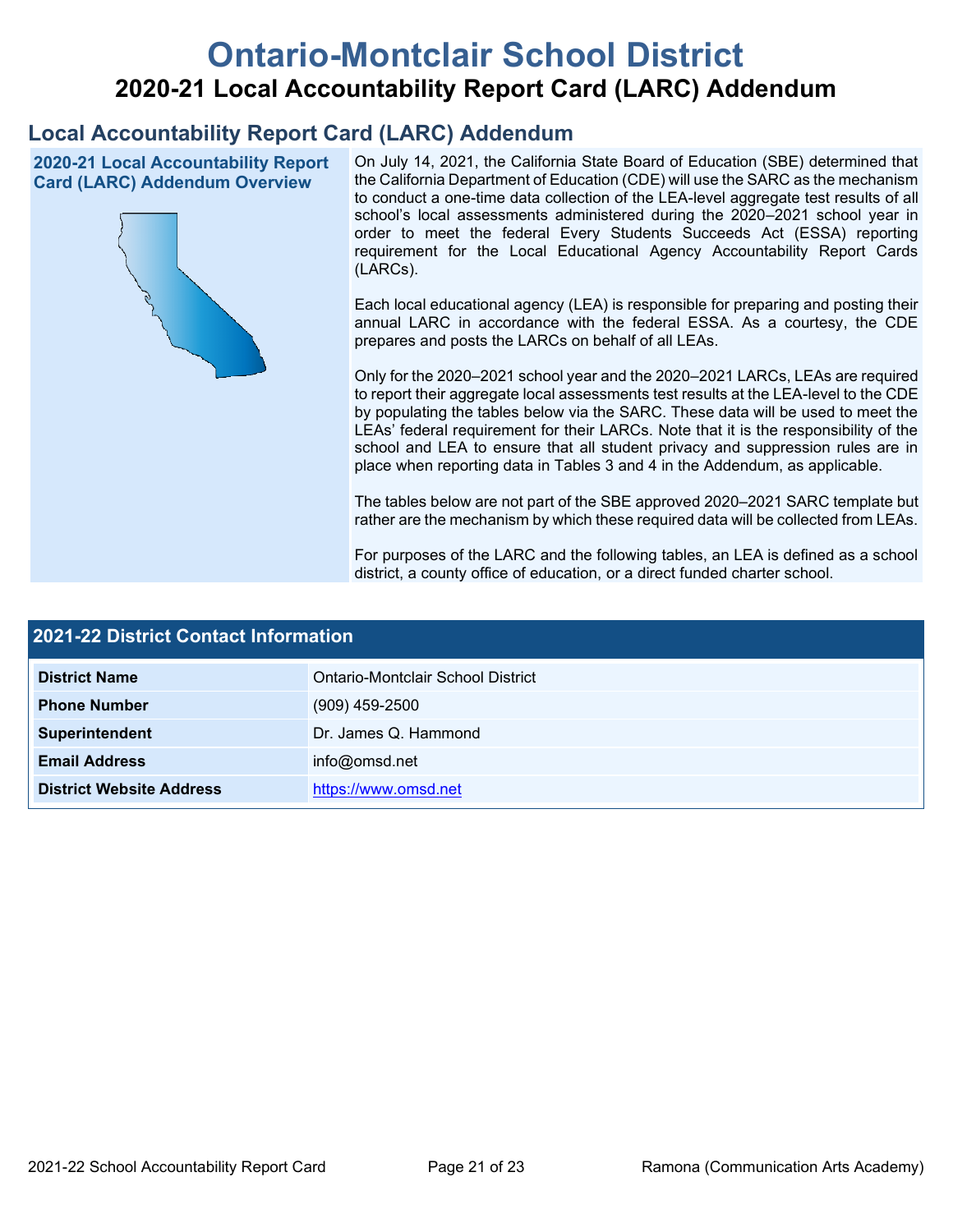# Ontario-Montclair School District

## 2020-21 Local Accountability Report Card (LARC) Addendum

## Local Accountability Report Card (LARC) Addendum

### 2020-21 Local Accountability Report Card (LARC) Addendum Overview

On July 14, 2021, the California State Board of Education (SBE) determined that the California Department of Education (CDE) will use the SARC as the mechanism to conduct a one-time data collection of the LEA-level aggregate test results of all school's local assessments administered during the 2020–2021 school year in order to meet the federal Every Students Succeeds Act (ESSA) reporting requirement for the Local Educational Agency Accountability Report Cards (LARCs).

Each local educational agency (LEA) is responsible for preparing and posting their annual LARC in accordance with the federal ESSA. As a courtesy, the CDE prepares and posts the LARCs on behalf of all LEAs.

Only for the 2020–2021 school year and the 2020–2021 LARCs, LEAs are required to report their aggregate local assessments test results at the LEA-level to the CDE by populating the tables below via the SARC. These data will be used to meet the LEAs' federal requirement for their LARCs. Note that it is the responsibility of the school and LEA to ensure that all student privacy and suppression rules are in place when reporting data in Tables 3 and 4 in the Addendum, as applicable.

The tables below are not part of the SBE approved 2020–2021 SARC template but rather are the mechanism by which these required data will be collected from LEAs.

For purposes of the LARC and the following tables, an LEA is defined as a school district, a county office of education, or a direct funded charter school.

## 2021-22 District Contact Information

| 2021-22 District Contact Information | |
|---|---|
| **District Name** | Ontario-Montclair School District |
| **Phone Number** | (909) 459-2500 |
| **Superintendent** | Dr. James Q. Hammond |
| **Email Address** | info@omsd.net |
| **District Website Address** | https://www.omsd.net |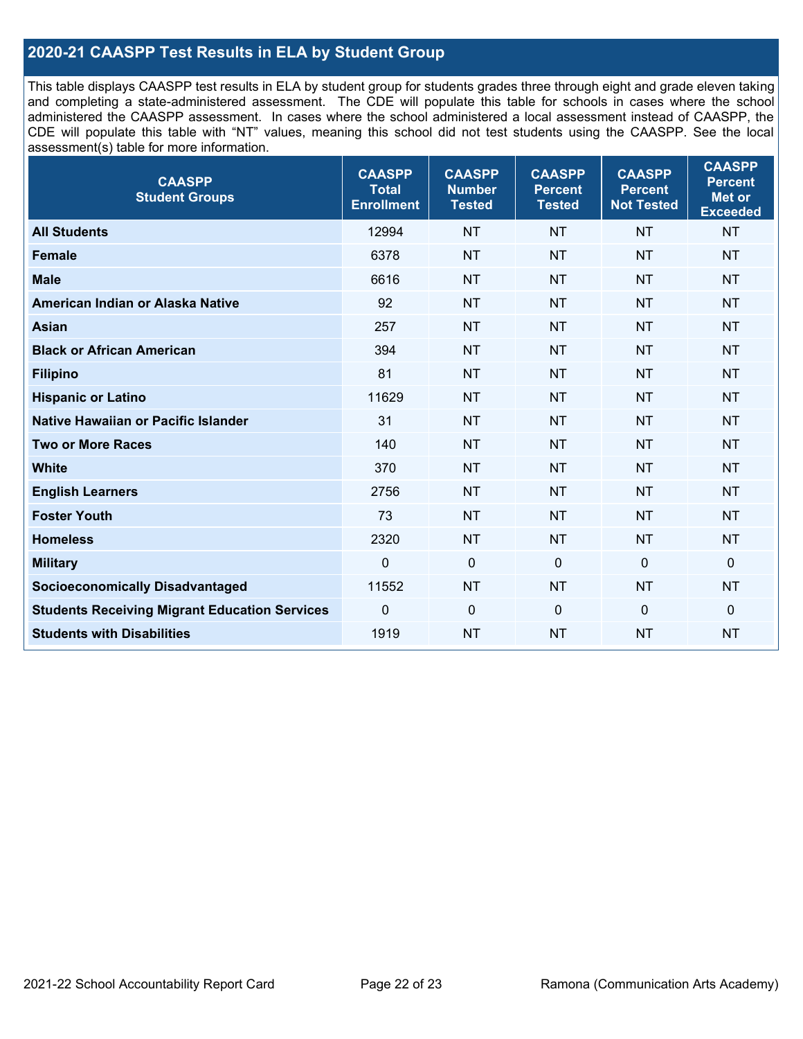## 2020-21 CAASPP Test Results in ELA by Student Group

This table displays CAASPP test results in ELA by student group for students grades three through eight and grade eleven taking and completing a state-administered assessment. The CDE will populate this table for schools in cases where the school administered the CAASPP assessment. In cases where the school administered a local assessment instead of CAASPP, the CDE will populate this table with "NT" values, meaning this school did not test students using the CAASPP. See the local assessment(s) table for more information.

| CAASPP Student Groups | CAASPP Total Enrollment | CAASPP Number Tested | CAASPP Percent Tested | CAASPP Percent Not Tested | CAASPP Percent Met or Exceeded |
|---|---|---|---|---|---|
| **All Students** | 12994 | NT | NT | NT | NT |
| **Female** | 6378 | NT | NT | NT | NT |
| **Male** | 6616 | NT | NT | NT | NT |
| **American Indian or Alaska Native** | 92 | NT | NT | NT | NT |
| **Asian** | 257 | NT | NT | NT | NT |
| **Black or African American** | 394 | NT | NT | NT | NT |
| **Filipino** | 81 | NT | NT | NT | NT |
| **Hispanic or Latino** | 11629 | NT | NT | NT | NT |
| **Native Hawaiian or Pacific Islander** | 31 | NT | NT | NT | NT |
| **Two or More Races** | 140 | NT | NT | NT | NT |
| **White** | 370 | NT | NT | NT | NT |
| **English Learners** | 2756 | NT | NT | NT | NT |
| **Foster Youth** | 73 | NT | NT | NT | NT |
| **Homeless** | 2320 | NT | NT | NT | NT |
| **Military** | 0 | 0 | 0 | 0 | 0 |
| **Socioeconomically Disadvantaged** | 11552 | NT | NT | NT | NT |
| **Students Receiving Migrant Education Services** | 0 | 0 | 0 | 0 | 0 |
| **Students with Disabilities** | 1919 | NT | NT | NT | NT |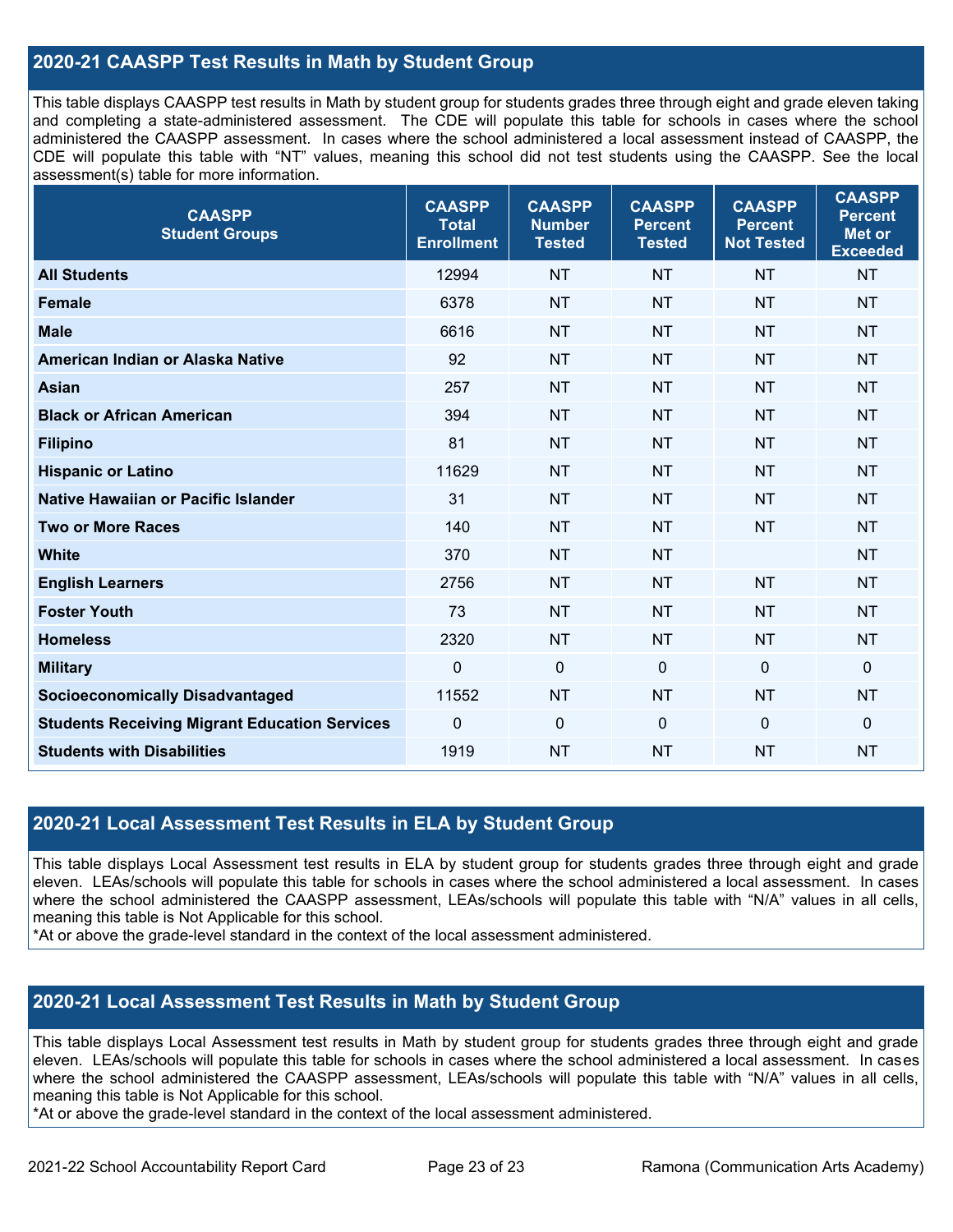## 2020-21 CAASPP Test Results in Math by Student Group

This table displays CAASPP test results in Math by student group for students grades three through eight and grade eleven taking and completing a state-administered assessment. The CDE will populate this table for schools in cases where the school administered the CAASPP assessment. In cases where the school administered a local assessment instead of CAASPP, the CDE will populate this table with "NT" values, meaning this school did not test students using the CAASPP. See the local assessment(s) table for more information.

| CAASPP Student Groups | CAASPP Total Enrollment | CAASPP Number Tested | CAASPP Percent Tested | CAASPP Percent Not Tested | CAASPP Percent Met or Exceeded |
|---|---|---|---|---|---|
| All Students | 12994 | NT | NT | NT | NT |
| Female | 6378 | NT | NT | NT | NT |
| Male | 6616 | NT | NT | NT | NT |
| American Indian or Alaska Native | 92 | NT | NT | NT | NT |
| Asian | 257 | NT | NT | NT | NT |
| Black or African American | 394 | NT | NT | NT | NT |
| Filipino | 81 | NT | NT | NT | NT |
| Hispanic or Latino | 11629 | NT | NT | NT | NT |
| Native Hawaiian or Pacific Islander | 31 | NT | NT | NT | NT |
| Two or More Races | 140 | NT | NT | NT | NT |
| White | 370 | NT | NT | | NT |
| English Learners | 2756 | NT | NT | NT | NT |
| Foster Youth | 73 | NT | NT | NT | NT |
| Homeless | 2320 | NT | NT | NT | NT |
| Military | 0 | 0 | 0 | 0 | 0 |
| Socioeconomically Disadvantaged | 11552 | NT | NT | NT | NT |
| Students Receiving Migrant Education Services | 0 | 0 | 0 | 0 | 0 |
| Students with Disabilities | 1919 | NT | NT | NT | NT |

## 2020-21 Local Assessment Test Results in ELA by Student Group

This table displays Local Assessment test results in ELA by student group for students grades three through eight and grade eleven. LEAs/schools will populate this table for schools in cases where the school administered a local assessment. In cases where the school administered the CAASPP assessment, LEAs/schools will populate this table with "N/A" values in all cells, meaning this table is Not Applicable for this school.

*At or above the grade-level standard in the context of the local assessment administered.

## 2020-21 Local Assessment Test Results in Math by Student Group

This table displays Local Assessment test results in Math by student group for students grades three through eight and grade eleven. LEAs/schools will populate this table for schools in cases where the school administered a local assessment. In cases where the school administered the CAASPP assessment, LEAs/schools will populate this table with "N/A" values in all cells, meaning this table is Not Applicable for this school.

*At or above the grade-level standard in the context of the local assessment administered.